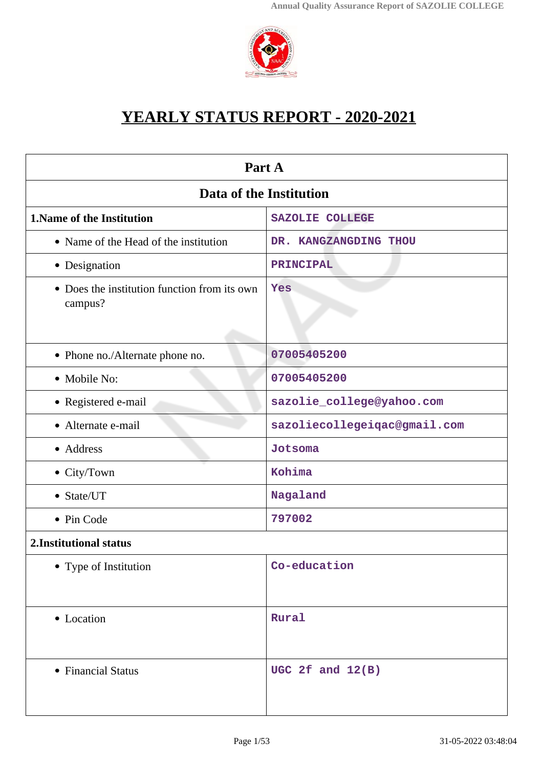# YEARLY STATUS REPORT - 2020-2021

| Part A | |
|---|---|
| **Data of the Institution** | |
| **1.Name of the Institution** | SAZOLIE COLLEGE |
| • Name of the Head of the institution | DR. KANGZANGDING THOU |
| • Designation | PRINCIPAL |
| • Does the institution function from its own campus? | Yes |
| • Phone no./Alternate phone no. | 07005405200 |
| • Mobile No: | 07005405200 |
| • Registered e-mail | sazolie_college@yahoo.com |
| • Alternate e-mail | sazoliecollegeiqac@gmail.com |
| • Address | Jotsoma |
| • City/Town | Kohima |
| • State/UT | Nagaland |
| • Pin Code | 797002 |
| **2.Institutional status** | |
| • Type of Institution | Co-education |
| • Location | Rural |
| • Financial Status | UGC 2f and 12(B) |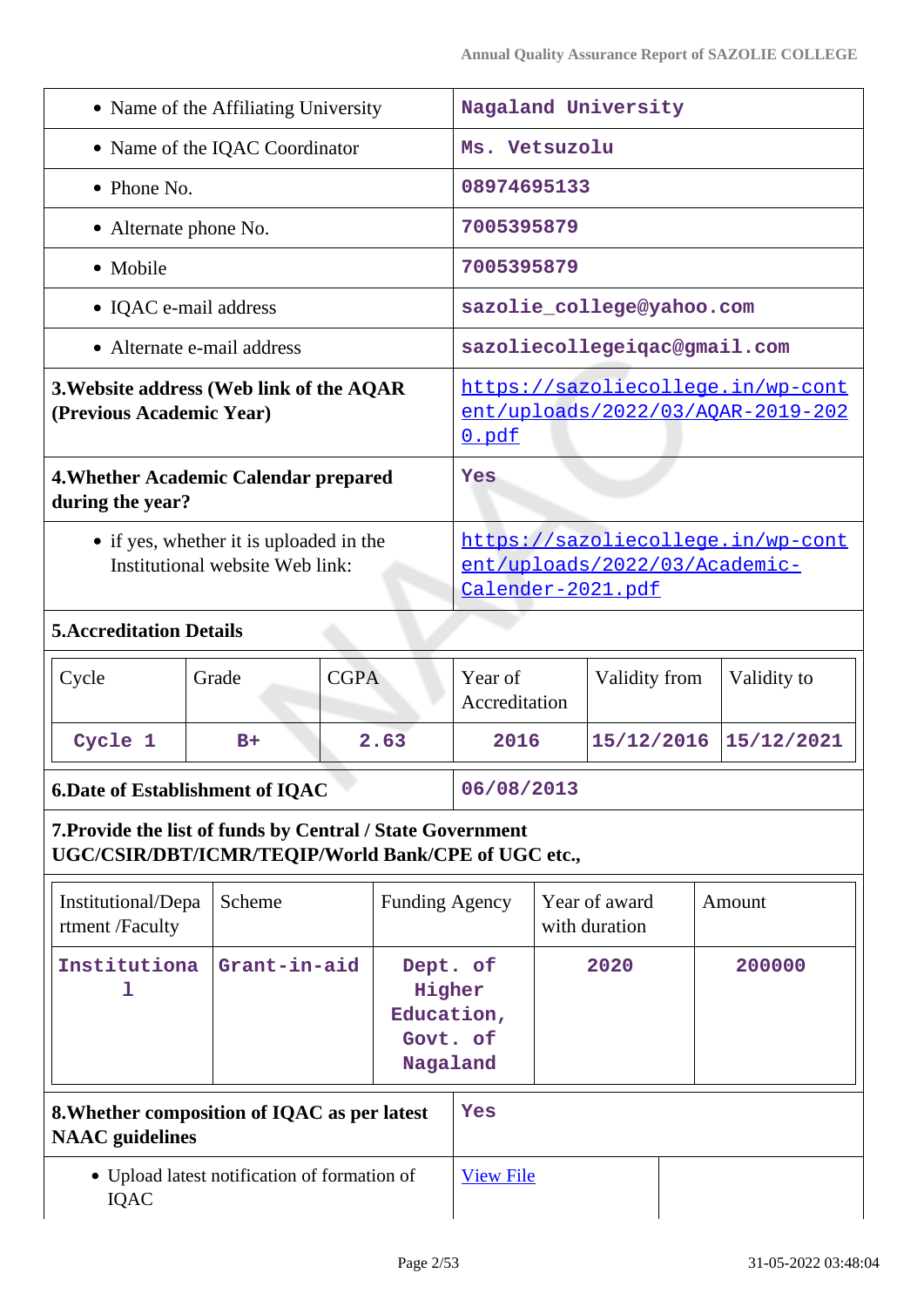| | |
|---|---|
| • Name of the Affiliating University | Nagaland University |
| • Name of the IQAC Coordinator | Ms. Vetsuzolu |
| • Phone No. | 08974695133 |
| • Alternate phone No. | 7005395879 |
| • Mobile | 7005395879 |
| • IQAC e-mail address | sazolie_college@yahoo.com |
| • Alternate e-mail address | sazoliecollegeiqac@gmail.com |
| **3.Website address (Web link of the AQAR (Previous Academic Year)** | https://sazoliecollege.in/wp-content/uploads/2022/03/AQAR-2019-2020.pdf |
| **4.Whether Academic Calendar prepared during the year?** | Yes |
| • if yes, whether it is uploaded in the Institutional website Web link: | https://sazoliecollege.in/wp-content/uploads/2022/03/Academic-Calender-2021.pdf |

**5.Accreditation Details**

| Cycle | Grade | CGPA | Year of Accreditation | Validity from | Validity to |
|---|---|---|---|---|---|
| Cycle 1 | B+ | 2.63 | 2016 | 15/12/2016 | 15/12/2021 |

| | |
|---|---|
| **6.Date of Establishment of IQAC** | 06/08/2013 |

**7.Provide the list of funds by Central / State Government UGC/CSIR/DBT/ICMR/TEQIP/World Bank/CPE of UGC etc.,**

| Institutional/Department /Faculty | Scheme | Funding Agency | Year of award with duration | Amount |
|---|---|---|---|---|
| Institutional | Grant-in-aid | Dept. of Higher Education, Govt. of Nagaland | 2020 | 200000 |

| | |
|---|---|
| **8.Whether composition of IQAC as per latest NAAC guidelines** | Yes |
| • Upload latest notification of formation of IQAC | View File |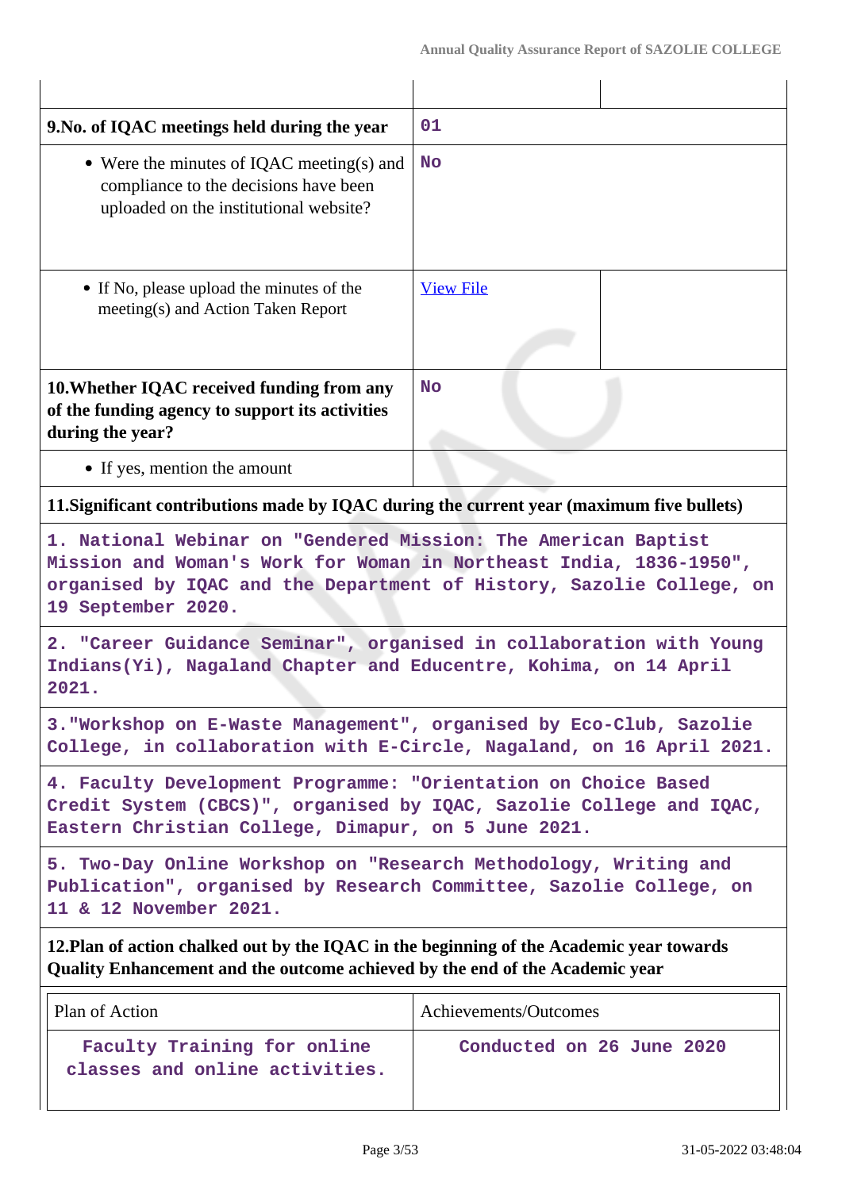| | | |
|---|---|---|
| **9.No. of IQAC meetings held during the year** | 01 | |
| • Were the minutes of IQAC meeting(s) and compliance to the decisions have been uploaded on the institutional website? | No | |
| • If No, please upload the minutes of the meeting(s) and Action Taken Report | View File | |
| **10.Whether IQAC received funding from any of the funding agency to support its activities during the year?** | No | |
| • If yes, mention the amount | | |

**11.Significant contributions made by IQAC during the current year (maximum five bullets)**

1. National Webinar on "Gendered Mission: The American Baptist Mission and Woman's Work for Woman in Northeast India, 1836-1950", organised by IQAC and the Department of History, Sazolie College, on 19 September 2020.

2. "Career Guidance Seminar", organised in collaboration with Young Indians(Yi), Nagaland Chapter and Educentre, Kohima, on 14 April 2021.

3."Workshop on E-Waste Management", organised by Eco-Club, Sazolie College, in collaboration with E-Circle, Nagaland, on 16 April 2021.

4. Faculty Development Programme: "Orientation on Choice Based Credit System (CBCS)", organised by IQAC, Sazolie College and IQAC, Eastern Christian College, Dimapur, on 5 June 2021.

5. Two-Day Online Workshop on "Research Methodology, Writing and Publication", organised by Research Committee, Sazolie College, on 11 & 12 November 2021.

**12.Plan of action chalked out by the IQAC in the beginning of the Academic year towards Quality Enhancement and the outcome achieved by the end of the Academic year**

| Plan of Action | Achievements/Outcomes |
|---|---|
| Faculty Training for online classes and online activities. | Conducted on 26 June 2020 |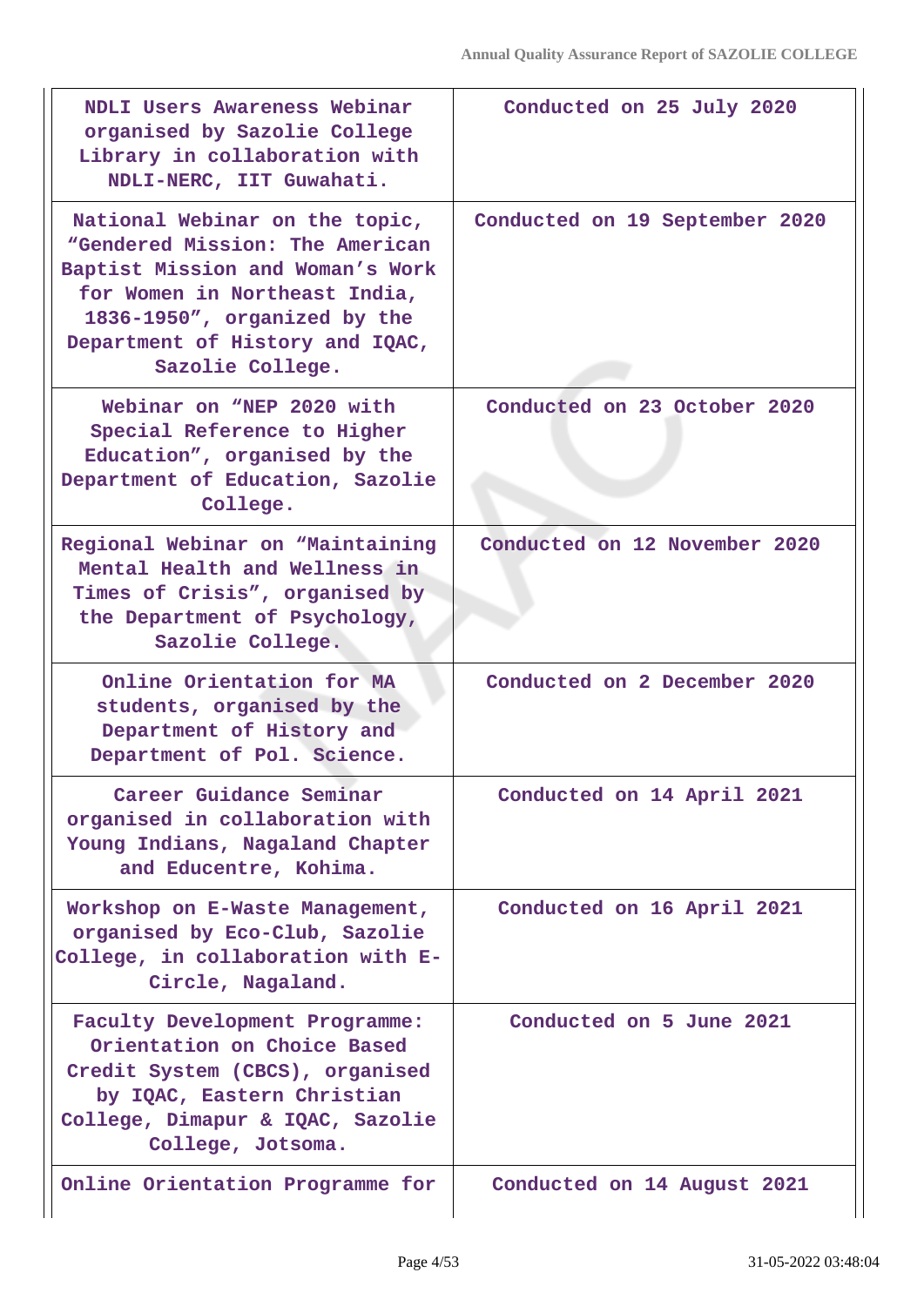| | |
|---|---|
| NDLI Users Awareness Webinar organised by Sazolie College Library in collaboration with NDLI-NERC, IIT Guwahati. | Conducted on 25 July 2020 |
| National Webinar on the topic, "Gendered Mission: The American Baptist Mission and Woman's Work for Women in Northeast India, 1836-1950", organized by the Department of History and IQAC, Sazolie College. | Conducted on 19 September 2020 |
| Webinar on "NEP 2020 with Special Reference to Higher Education", organised by the Department of Education, Sazolie College. | Conducted on 23 October 2020 |
| Regional Webinar on "Maintaining Mental Health and Wellness in Times of Crisis", organised by the Department of Psychology, Sazolie College. | Conducted on 12 November 2020 |
| Online Orientation for MA students, organised by the Department of History and Department of Pol. Science. | Conducted on 2 December 2020 |
| Career Guidance Seminar organised in collaboration with Young Indians, Nagaland Chapter and Educentre, Kohima. | Conducted on 14 April 2021 |
| Workshop on E-Waste Management, organised by Eco-Club, Sazolie College, in collaboration with E-Circle, Nagaland. | Conducted on 16 April 2021 |
| Faculty Development Programme: Orientation on Choice Based Credit System (CBCS), organised by IQAC, Eastern Christian College, Dimapur & IQAC, Sazolie College, Jotsoma. | Conducted on 5 June 2021 |
| Online Orientation Programme for | Conducted on 14 August 2021 |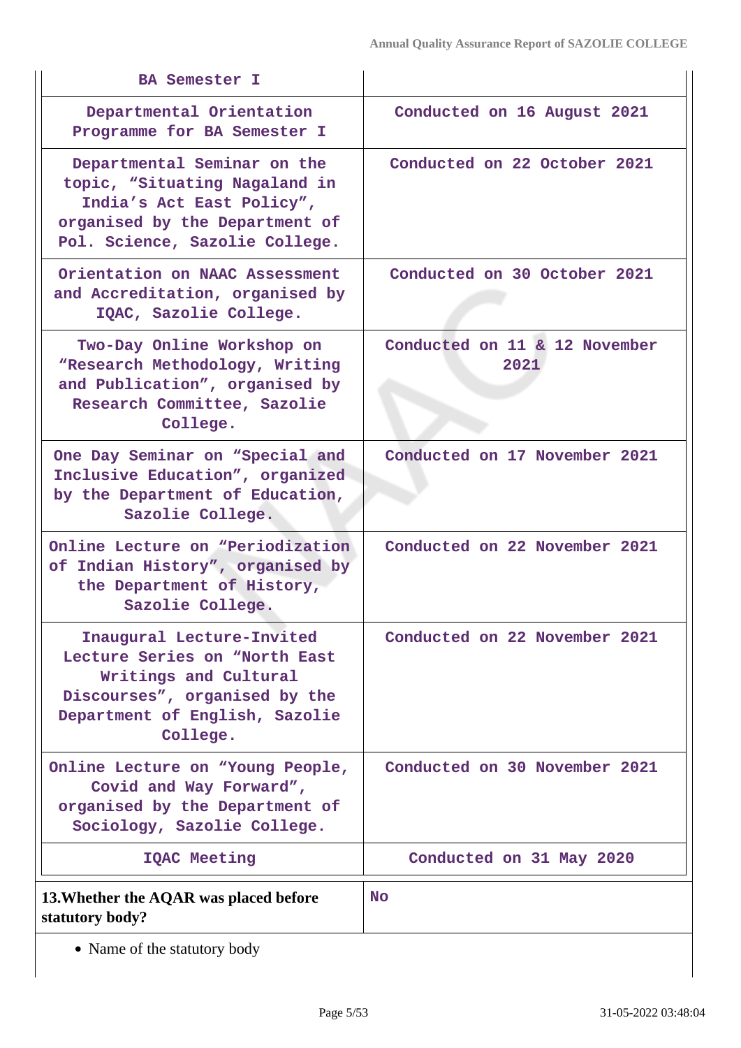| BA Semester I | |
|---|---|
| Departmental Orientation Programme for BA Semester I | Conducted on 16 August 2021 |
| Departmental Seminar on the topic, "Situating Nagaland in India's Act East Policy", organised by the Department of Pol. Science, Sazolie College. | Conducted on 22 October 2021 |
| Orientation on NAAC Assessment and Accreditation, organised by IQAC, Sazolie College. | Conducted on 30 October 2021 |
| Two-Day Online Workshop on "Research Methodology, Writing and Publication", organised by Research Committee, Sazolie College. | Conducted on 11 & 12 November 2021 |
| One Day Seminar on "Special and Inclusive Education", organized by the Department of Education, Sazolie College. | Conducted on 17 November 2021 |
| Online Lecture on "Periodization of Indian History", organised by the Department of History, Sazolie College. | Conducted on 22 November 2021 |
| Inaugural Lecture-Invited Lecture Series on "North East Writings and Cultural Discourses", organised by the Department of English, Sazolie College. | Conducted on 22 November 2021 |
| Online Lecture on "Young People, Covid and Way Forward", organised by the Department of Sociology, Sazolie College. | Conducted on 30 November 2021 |
| IQAC Meeting | Conducted on 31 May 2020 |

| **13.Whether the AQAR was placed before statutory body?** | No |
|---|---|

- Name of the statutory body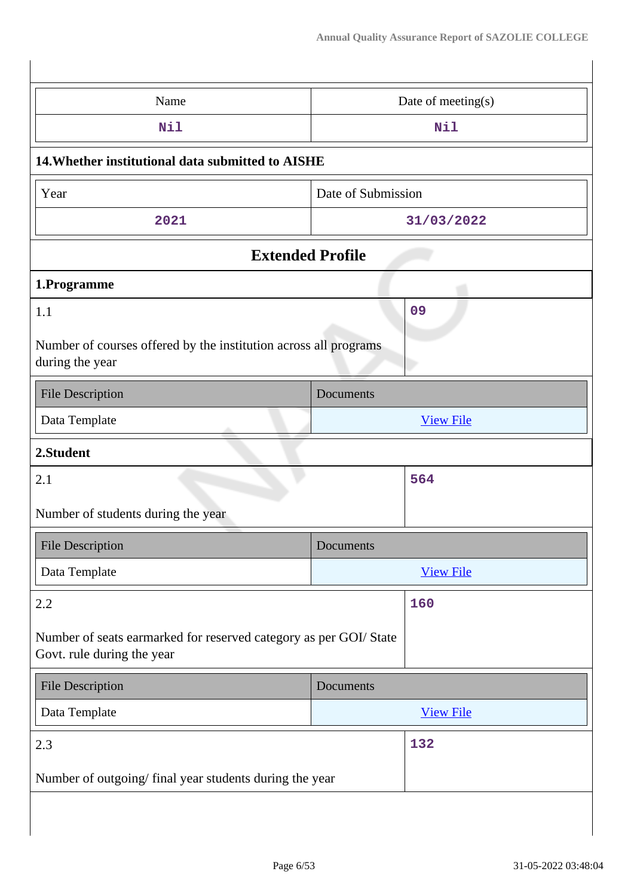| Name | Date of meeting(s) |
|---|---|
| Nil | Nil |

**14.Whether institutional data submitted to AISHE**

| Year | Date of Submission |
|---|---|
| 2021 | 31/03/2022 |

## Extended Profile

### 1.Programme

| 1.1 Number of courses offered by the institution across all programs during the year | 09 |
|---|---|

| File Description | Documents |
|---|---|
| Data Template | View File |

### 2.Student

| 2.1 Number of students during the year | 564 |
|---|---|

| File Description | Documents |
|---|---|
| Data Template | View File |

| 2.2 Number of seats earmarked for reserved category as per GOI/ State Govt. rule during the year | 160 |
|---|---|

| File Description | Documents |
|---|---|
| Data Template | View File |

| 2.3 Number of outgoing/ final year students during the year | 132 |
|---|---|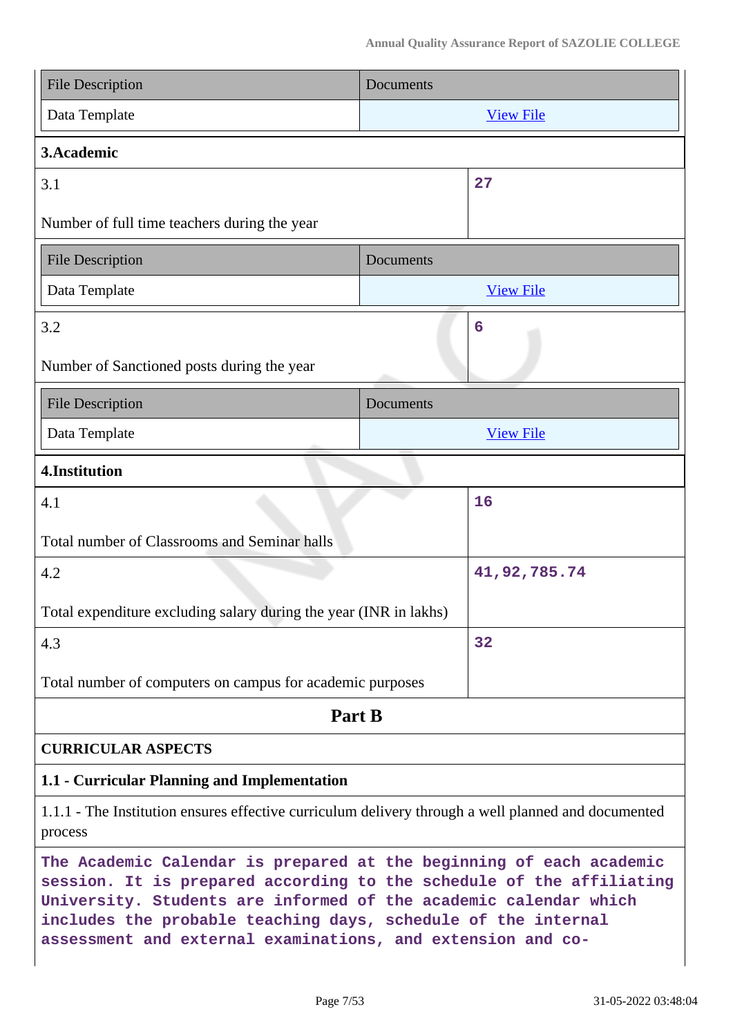| File Description | Documents |
|---|---|
| Data Template | View File |

**3.Academic**

| | |
|---|---|
| 3.1<br><br>Number of full time teachers during the year | **27** |

| File Description | Documents |
|---|---|
| Data Template | View File |

| | |
|---|---|
| 3.2<br><br>Number of Sanctioned posts during the year | **6** |

| File Description | Documents |
|---|---|
| Data Template | View File |

**4.Institution**

| | |
|---|---|
| 4.1<br><br>Total number of Classrooms and Seminar halls | **16** |
| 4.2<br><br>Total expenditure excluding salary during the year (INR in lakhs) | **41,92,785.74** |
| 4.3<br><br>Total number of computers on campus for academic purposes | **32** |

## Part B

**CURRICULAR ASPECTS**

**1.1 - Curricular Planning and Implementation**

1.1.1 - The Institution ensures effective curriculum delivery through a well planned and documented process

**The Academic Calendar is prepared at the beginning of each academic session. It is prepared according to the schedule of the affiliating University. Students are informed of the academic calendar which includes the probable teaching days, schedule of the internal assessment and external examinations, and extension and co-**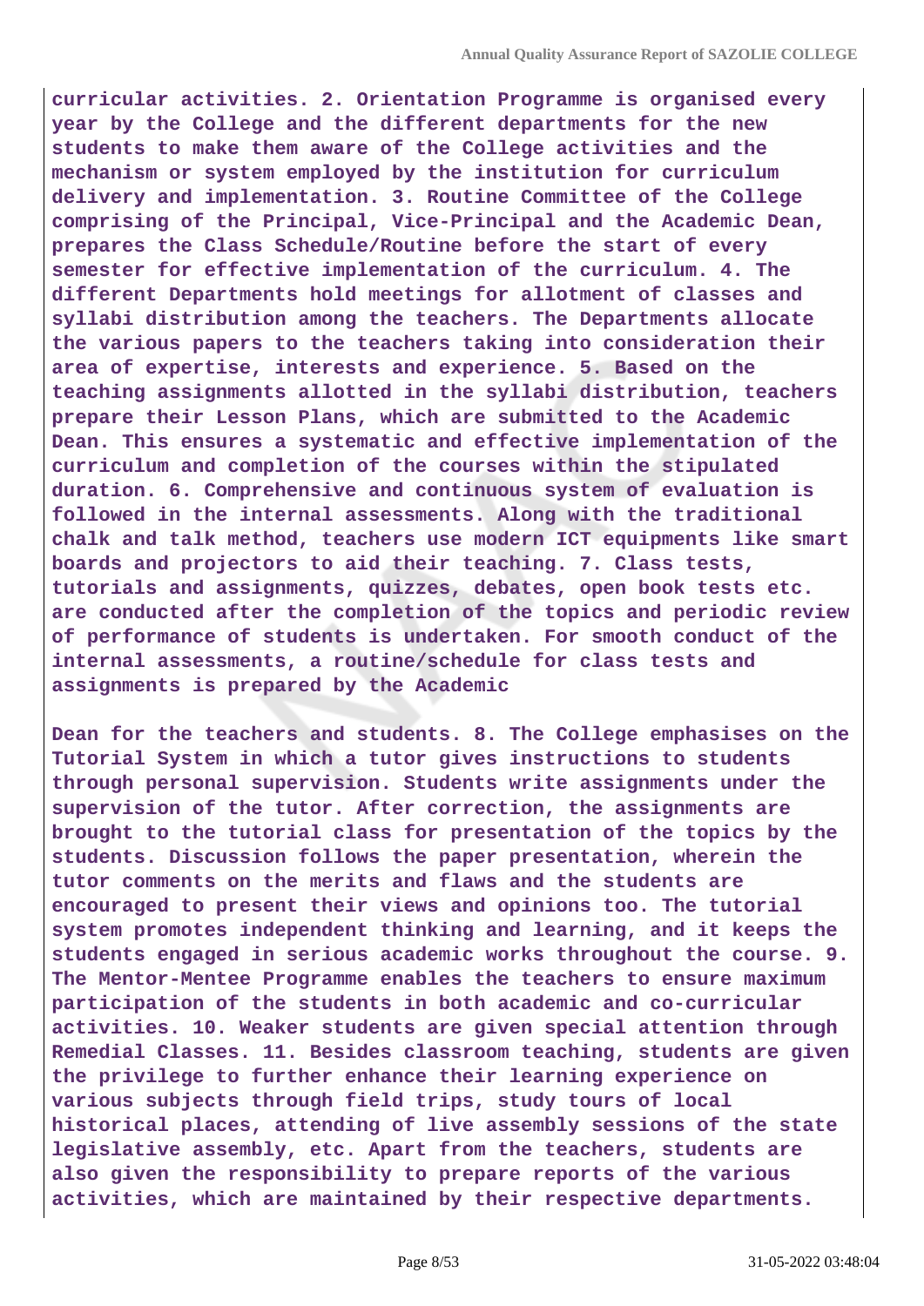**curricular activities. 2. Orientation Programme is organised every year by the College and the different departments for the new students to make them aware of the College activities and the mechanism or system employed by the institution for curriculum delivery and implementation. 3. Routine Committee of the College comprising of the Principal, Vice-Principal and the Academic Dean, prepares the Class Schedule/Routine before the start of every semester for effective implementation of the curriculum. 4. The different Departments hold meetings for allotment of classes and syllabi distribution among the teachers. The Departments allocate the various papers to the teachers taking into consideration their area of expertise, interests and experience. 5. Based on the teaching assignments allotted in the syllabi distribution, teachers prepare their Lesson Plans, which are submitted to the Academic Dean. This ensures a systematic and effective implementation of the curriculum and completion of the courses within the stipulated duration. 6. Comprehensive and continuous system of evaluation is followed in the internal assessments. Along with the traditional chalk and talk method, teachers use modern ICT equipments like smart boards and projectors to aid their teaching. 7. Class tests, tutorials and assignments, quizzes, debates, open book tests etc. are conducted after the completion of the topics and periodic review of performance of students is undertaken. For smooth conduct of the internal assessments, a routine/schedule for class tests and assignments is prepared by the Academic**

**Dean for the teachers and students. 8. The College emphasises on the Tutorial System in which a tutor gives instructions to students through personal supervision. Students write assignments under the supervision of the tutor. After correction, the assignments are brought to the tutorial class for presentation of the topics by the students. Discussion follows the paper presentation, wherein the tutor comments on the merits and flaws and the students are encouraged to present their views and opinions too. The tutorial system promotes independent thinking and learning, and it keeps the students engaged in serious academic works throughout the course. 9. The Mentor-Mentee Programme enables the teachers to ensure maximum participation of the students in both academic and co-curricular activities. 10. Weaker students are given special attention through Remedial Classes. 11. Besides classroom teaching, students are given the privilege to further enhance their learning experience on various subjects through field trips, study tours of local historical places, attending of live assembly sessions of the state legislative assembly, etc. Apart from the teachers, students are also given the responsibility to prepare reports of the various activities, which are maintained by their respective departments.**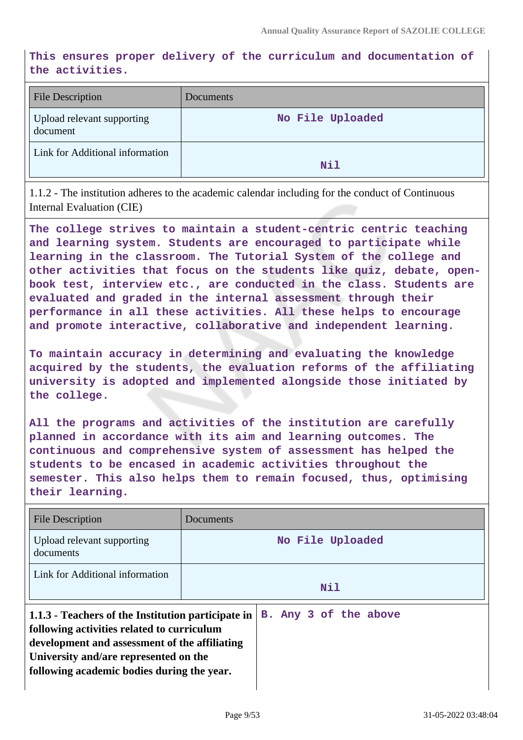**This ensures proper delivery of the curriculum and documentation of the activities.**

| File Description | Documents |
| --- | --- |
| Upload relevant supporting document | No File Uploaded |
| Link for Additional information | Nil |

1.1.2 - The institution adheres to the academic calendar including for the conduct of Continuous Internal Evaluation (CIE)

**The college strives to maintain a student-centric centric teaching and learning system. Students are encouraged to participate while learning in the classroom. The Tutorial System of the college and other activities that focus on the students like quiz, debate, open-book test, interview etc., are conducted in the class. Students are evaluated and graded in the internal assessment through their performance in all these activities. All these helps to encourage and promote interactive, collaborative and independent learning.**

**To maintain accuracy in determining and evaluating the knowledge acquired by the students, the evaluation reforms of the affiliating university is adopted and implemented alongside those initiated by the college.**

**All the programs and activities of the institution are carefully planned in accordance with its aim and learning outcomes. The continuous and comprehensive system of assessment has helped the students to be encased in academic activities throughout the semester. This also helps them to remain focused, thus, optimising their learning.**

| File Description | Documents |
| --- | --- |
| Upload relevant supporting documents | No File Uploaded |
| Link for Additional information | Nil |

| **1.1.3 - Teachers of the Institution participate in following activities related to curriculum development and assessment of the affiliating University and/are represented on the following academic bodies during the year.** | B. Any 3 of the above |
| --- | --- |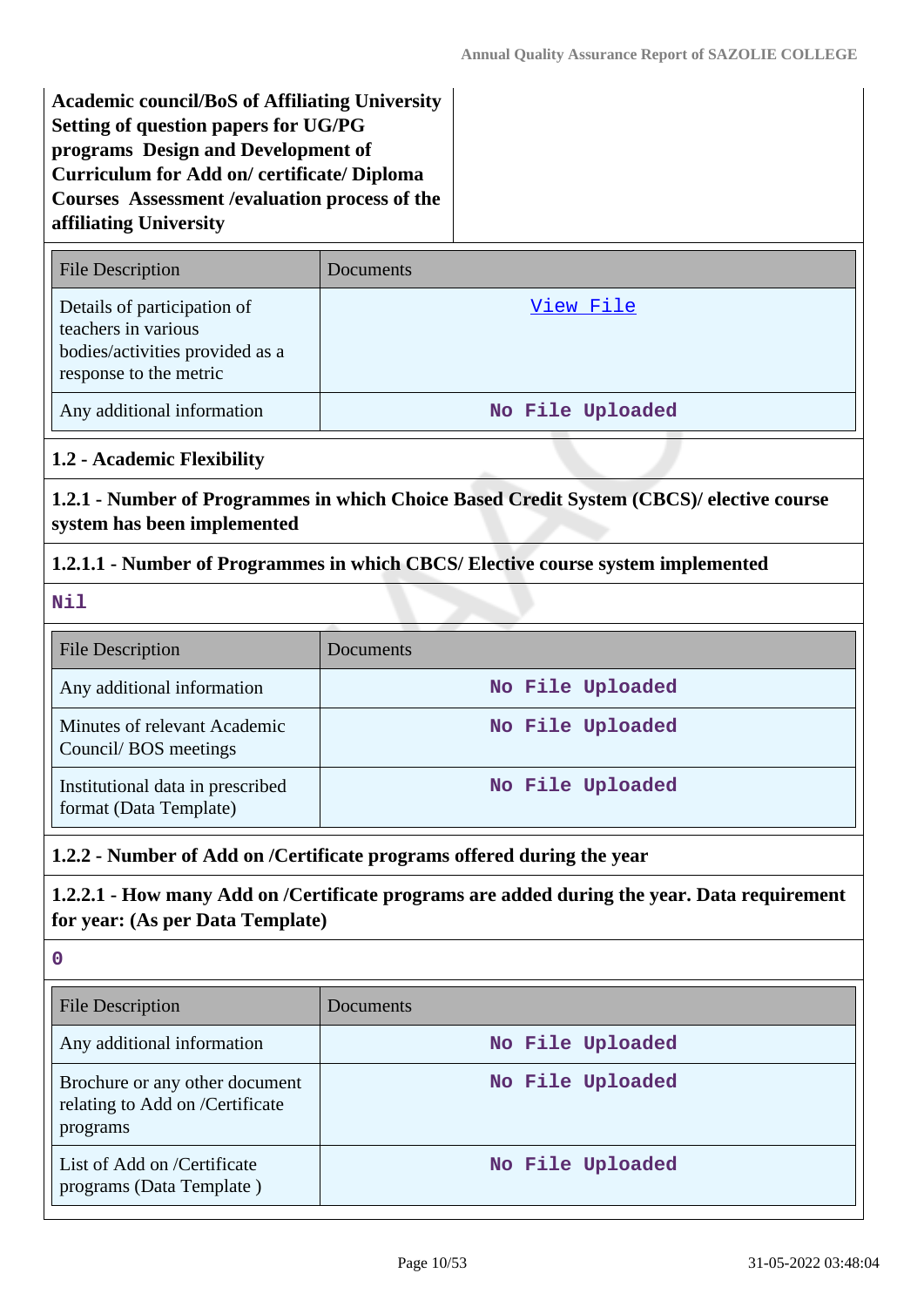**Academic council/BoS of Affiliating University Setting of question papers for UG/PG programs Design and Development of Curriculum for Add on/ certificate/ Diploma Courses Assessment /evaluation process of the affiliating University**

| File Description | Documents |
|---|---|
| Details of participation of teachers in various bodies/activities provided as a response to the metric | View File |
| Any additional information | No File Uploaded |

**1.2 - Academic Flexibility**

**1.2.1 - Number of Programmes in which Choice Based Credit System (CBCS)/ elective course system has been implemented**

**1.2.1.1 - Number of Programmes in which CBCS/ Elective course system implemented**

Nil

| File Description | Documents |
|---|---|
| Any additional information | No File Uploaded |
| Minutes of relevant Academic Council/ BOS meetings | No File Uploaded |
| Institutional data in prescribed format (Data Template) | No File Uploaded |

**1.2.2 - Number of Add on /Certificate programs offered during the year**

**1.2.2.1 - How many Add on /Certificate programs are added during the year. Data requirement for year: (As per Data Template)**

0

| File Description | Documents |
|---|---|
| Any additional information | No File Uploaded |
| Brochure or any other document relating to Add on /Certificate programs | No File Uploaded |
| List of Add on /Certificate programs (Data Template ) | No File Uploaded |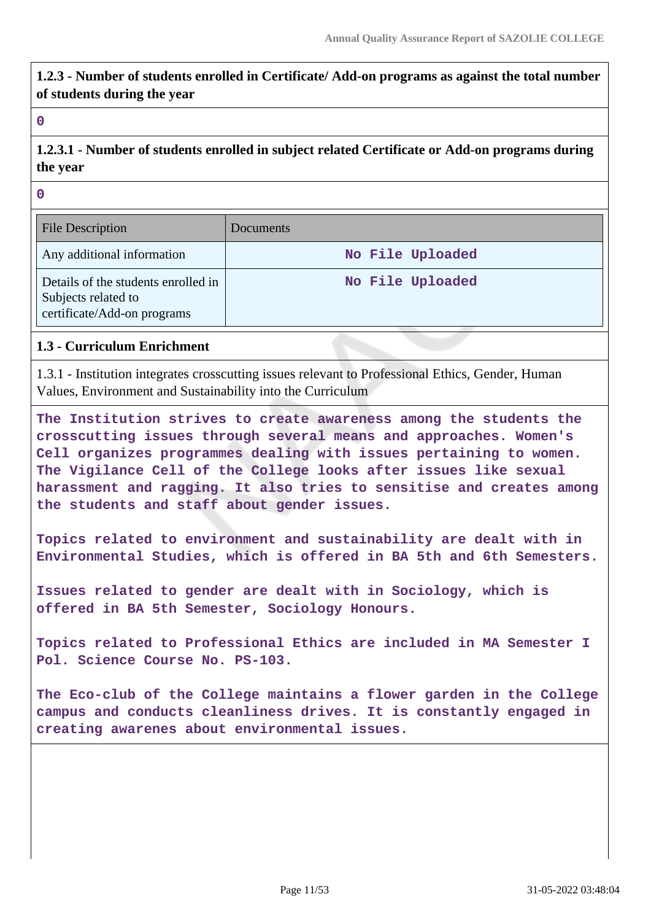**1.2.3 - Number of students enrolled in Certificate/ Add-on programs as against the total number of students during the year**

0

**1.2.3.1 - Number of students enrolled in subject related Certificate or Add-on programs during the year**

0

| File Description | Documents |
|---|---|
| Any additional information | No File Uploaded |
| Details of the students enrolled in Subjects related to certificate/Add-on programs | No File Uploaded |

**1.3 - Curriculum Enrichment**

1.3.1 - Institution integrates crosscutting issues relevant to Professional Ethics, Gender, Human Values, Environment and Sustainability into the Curriculum

The Institution strives to create awareness among the students the crosscutting issues through several means and approaches. Women's Cell organizes programmes dealing with issues pertaining to women. The Vigilance Cell of the College looks after issues like sexual harassment and ragging. It also tries to sensitise and creates among the students and staff about gender issues.

Topics related to environment and sustainability are dealt with in Environmental Studies, which is offered in BA 5th and 6th Semesters.

Issues related to gender are dealt with in Sociology, which is offered in BA 5th Semester, Sociology Honours.

Topics related to Professional Ethics are included in MA Semester I Pol. Science Course No. PS-103.

The Eco-club of the College maintains a flower garden in the College campus and conducts cleanliness drives. It is constantly engaged in creating awarenes about environmental issues.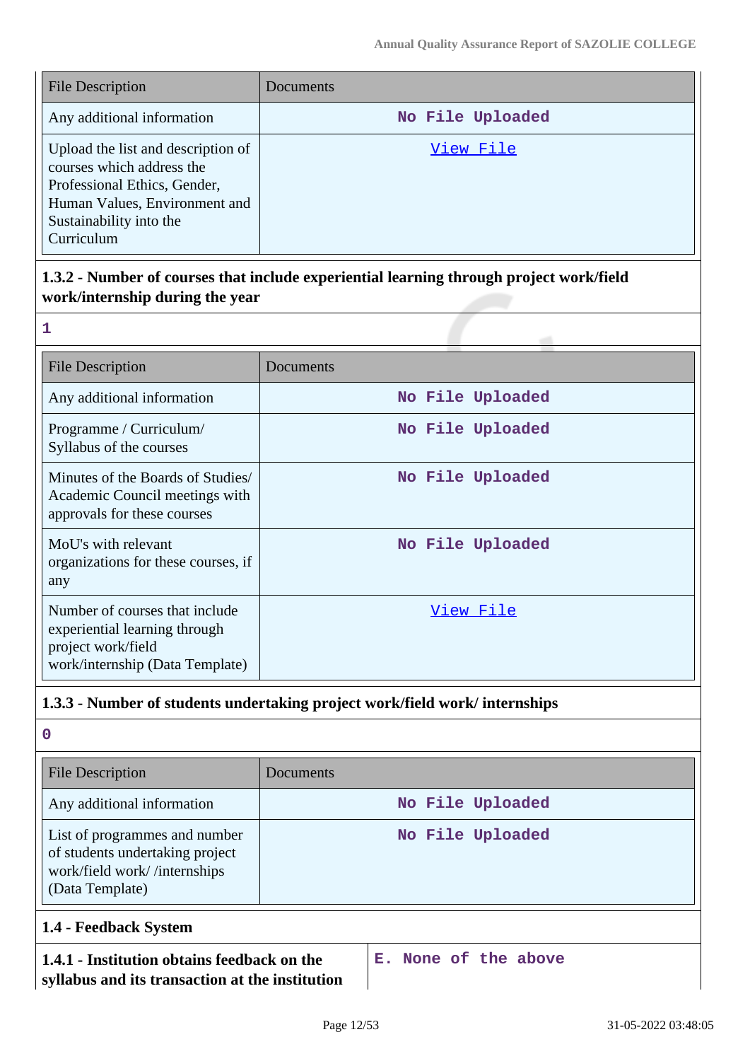| File Description | Documents |
|---|---|
| Any additional information | No File Uploaded |
| Upload the list and description of courses which address the Professional Ethics, Gender, Human Values, Environment and Sustainability into the Curriculum | View File |

**1.3.2 - Number of courses that include experiential learning through project work/field work/internship during the year**

1

| File Description | Documents |
|---|---|
| Any additional information | No File Uploaded |
| Programme / Curriculum/ Syllabus of the courses | No File Uploaded |
| Minutes of the Boards of Studies/ Academic Council meetings with approvals for these courses | No File Uploaded |
| MoU's with relevant organizations for these courses, if any | No File Uploaded |
| Number of courses that include experiential learning through project work/field work/internship (Data Template) | View File |

**1.3.3 - Number of students undertaking project work/field work/ internships**

0

| File Description | Documents |
|---|---|
| Any additional information | No File Uploaded |
| List of programmes and number of students undertaking project work/field work/ /internships (Data Template) | No File Uploaded |

**1.4 - Feedback System**

| **1.4.1 - Institution obtains feedback on the syllabus and its transaction at the institution** | E. None of the above |
|---|---|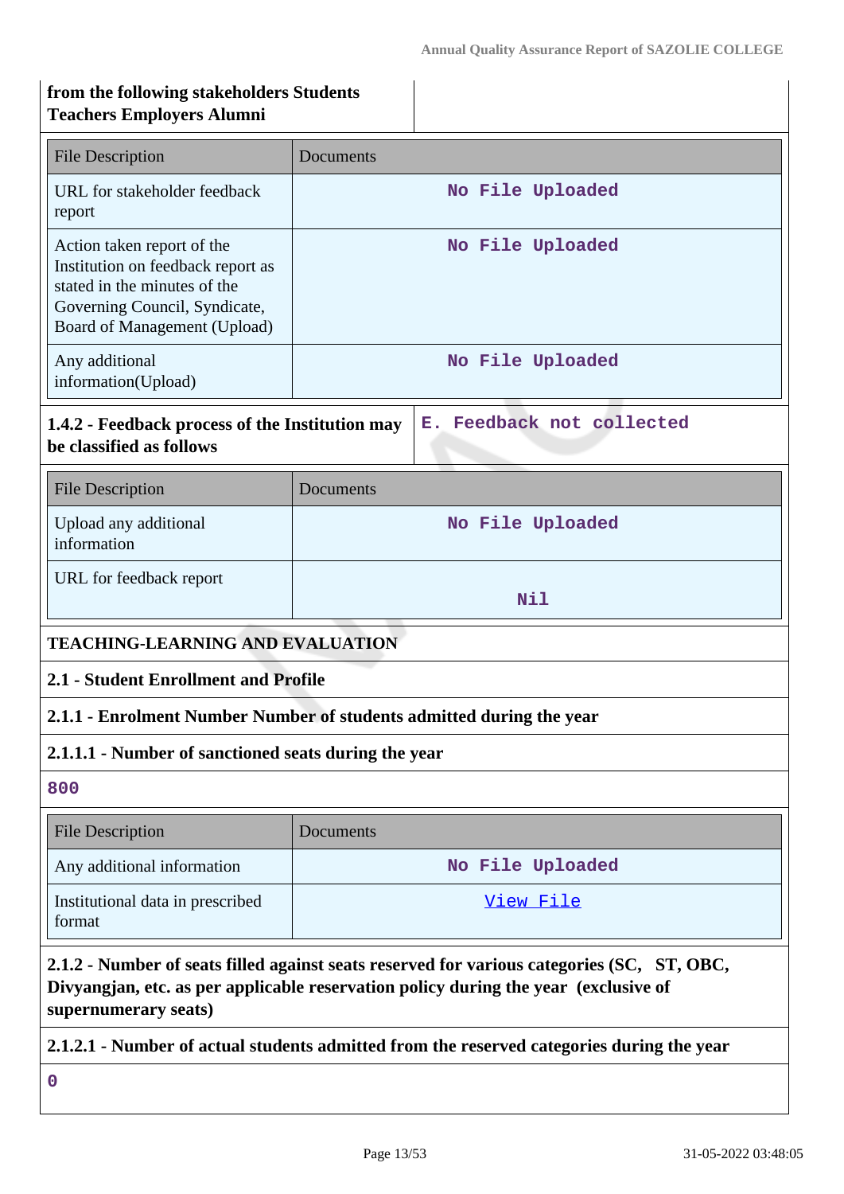| from the following stakeholders Students Teachers Employers Alumni | |
|---|---|

| File Description | Documents |
|---|---|
| URL for stakeholder feedback report | No File Uploaded |
| Action taken report of the Institution on feedback report as stated in the minutes of the Governing Council, Syndicate, Board of Management (Upload) | No File Uploaded |
| Any additional information(Upload) | No File Uploaded |

| 1.4.2 - Feedback process of the Institution may be classified as follows | E. Feedback not collected |
|---|---|

| File Description | Documents |
|---|---|
| Upload any additional information | No File Uploaded |
| URL for feedback report | Nil |

**TEACHING-LEARNING AND EVALUATION**

**2.1 - Student Enrollment and Profile**

**2.1.1 - Enrolment Number Number of students admitted during the year**

**2.1.1.1 - Number of sanctioned seats during the year**

800

| File Description | Documents |
|---|---|
| Any additional information | No File Uploaded |
| Institutional data in prescribed format | View File |

**2.1.2 - Number of seats filled against seats reserved for various categories (SC, ST, OBC, Divyangjan, etc. as per applicable reservation policy during the year (exclusive of supernumerary seats)**

**2.1.2.1 - Number of actual students admitted from the reserved categories during the year**

0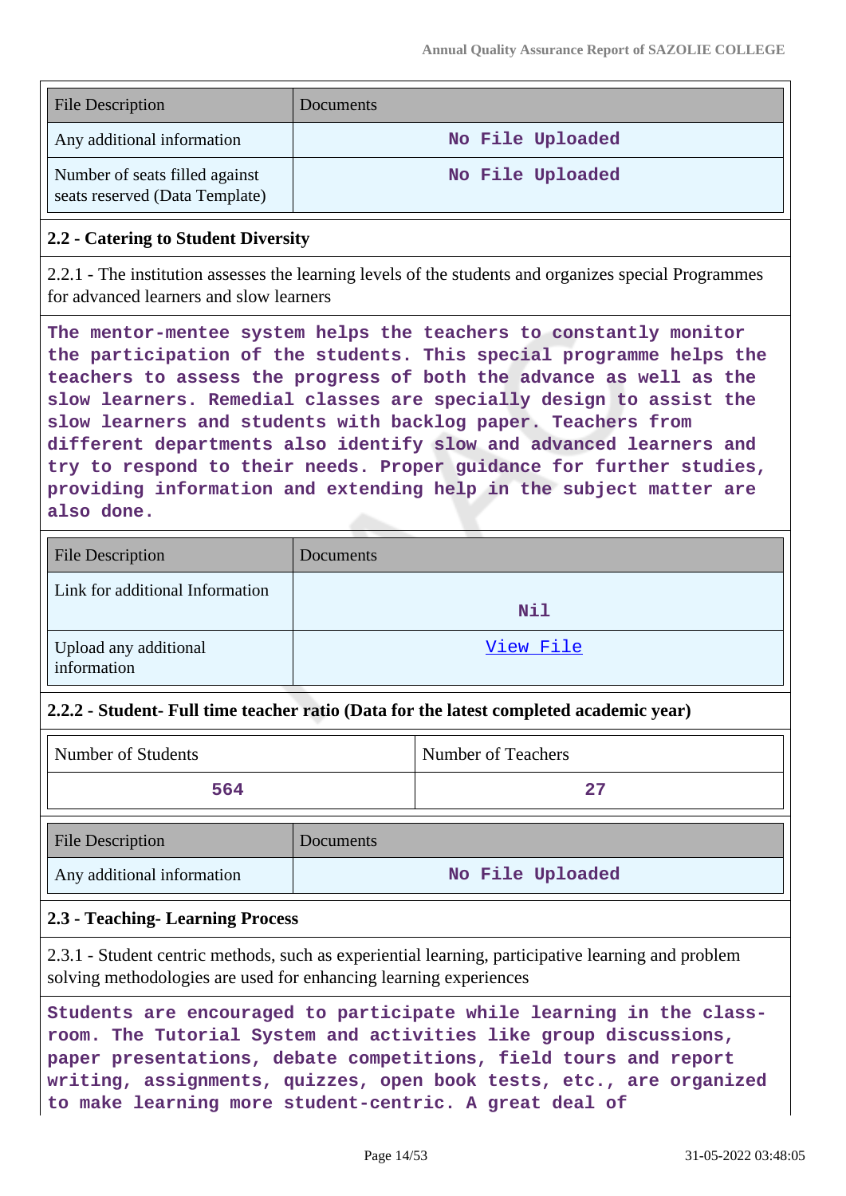| File Description | Documents |
|---|---|
| Any additional information | No File Uploaded |
| Number of seats filled against seats reserved (Data Template) | No File Uploaded |

### 2.2 - Catering to Student Diversity

2.2.1 - The institution assesses the learning levels of the students and organizes special Programmes for advanced learners and slow learners

**The mentor-mentee system helps the teachers to constantly monitor the participation of the students. This special programme helps the teachers to assess the progress of both the advance as well as the slow learners. Remedial classes are specially design to assist the slow learners and students with backlog paper. Teachers from different departments also identify slow and advanced learners and try to respond to their needs. Proper guidance for further studies, providing information and extending help in the subject matter are also done.**

| File Description | Documents |
|---|---|
| Link for additional Information | Nil |
| Upload any additional information | View File |

### 2.2.2 - Student- Full time teacher ratio (Data for the latest completed academic year)

| Number of Students | Number of Teachers |
|---|---|
| 564 | 27 |

| File Description | Documents |
|---|---|
| Any additional information | No File Uploaded |

### 2.3 - Teaching- Learning Process

2.3.1 - Student centric methods, such as experiential learning, participative learning and problem solving methodologies are used for enhancing learning experiences

**Students are encouraged to participate while learning in the class-room. The Tutorial System and activities like group discussions, paper presentations, debate competitions, field tours and report writing, assignments, quizzes, open book tests, etc., are organized to make learning more student-centric. A great deal of**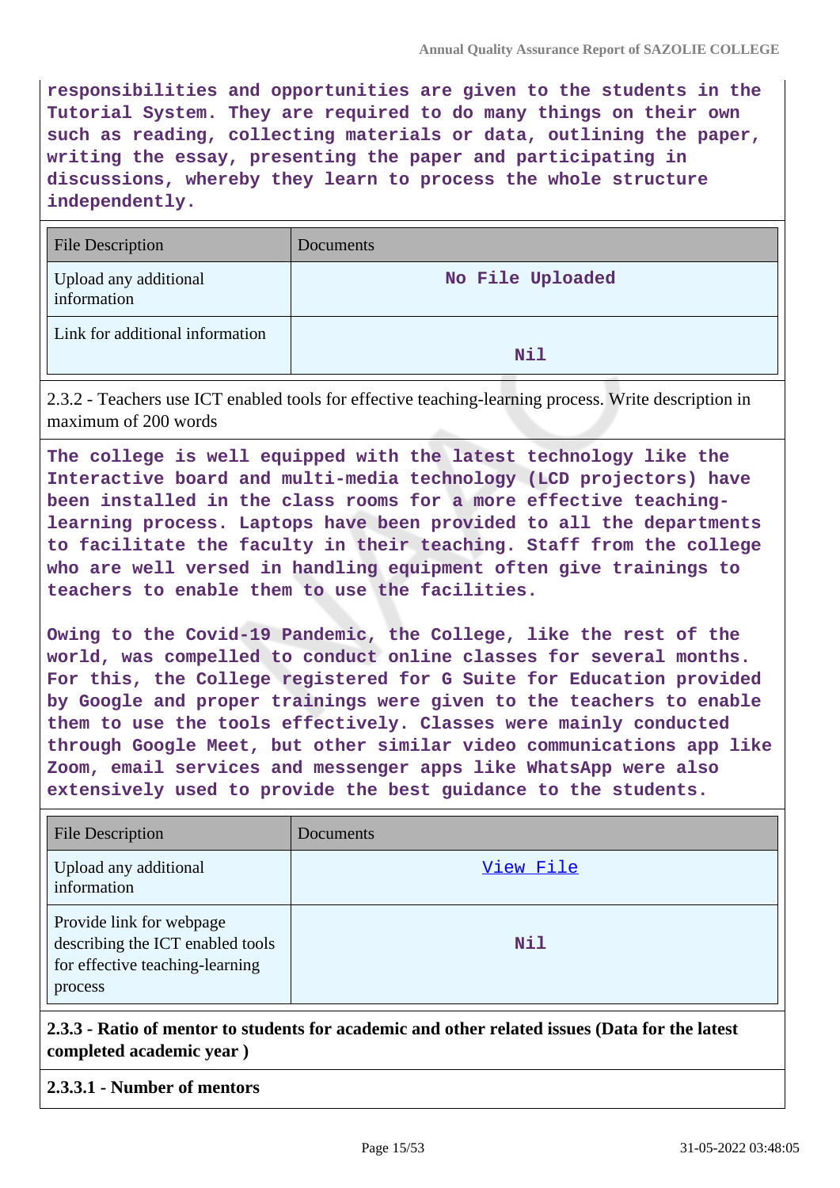**responsibilities and opportunities are given to the students in the Tutorial System. They are required to do many things on their own such as reading, collecting materials or data, outlining the paper, writing the essay, presenting the paper and participating in discussions, whereby they learn to process the whole structure independently.**

| File Description | Documents |
|---|---|
| Upload any additional information | No File Uploaded |
| Link for additional information | Nil |

2.3.2 - Teachers use ICT enabled tools for effective teaching-learning process. Write description in maximum of 200 words

**The college is well equipped with the latest technology like the Interactive board and multi-media technology (LCD projectors) have been installed in the class rooms for a more effective teaching-learning process. Laptops have been provided to all the departments to facilitate the faculty in their teaching. Staff from the college who are well versed in handling equipment often give trainings to teachers to enable them to use the facilities.**

**Owing to the Covid-19 Pandemic, the College, like the rest of the world, was compelled to conduct online classes for several months. For this, the College registered for G Suite for Education provided by Google and proper trainings were given to the teachers to enable them to use the tools effectively. Classes were mainly conducted through Google Meet, but other similar video communications app like Zoom, email services and messenger apps like WhatsApp were also extensively used to provide the best guidance to the students.**

| File Description | Documents |
|---|---|
| Upload any additional information | View File |
| Provide link for webpage describing the ICT enabled tools for effective teaching-learning process | Nil |

**2.3.3 - Ratio of mentor to students for academic and other related issues (Data for the latest completed academic year )**

**2.3.3.1 - Number of mentors**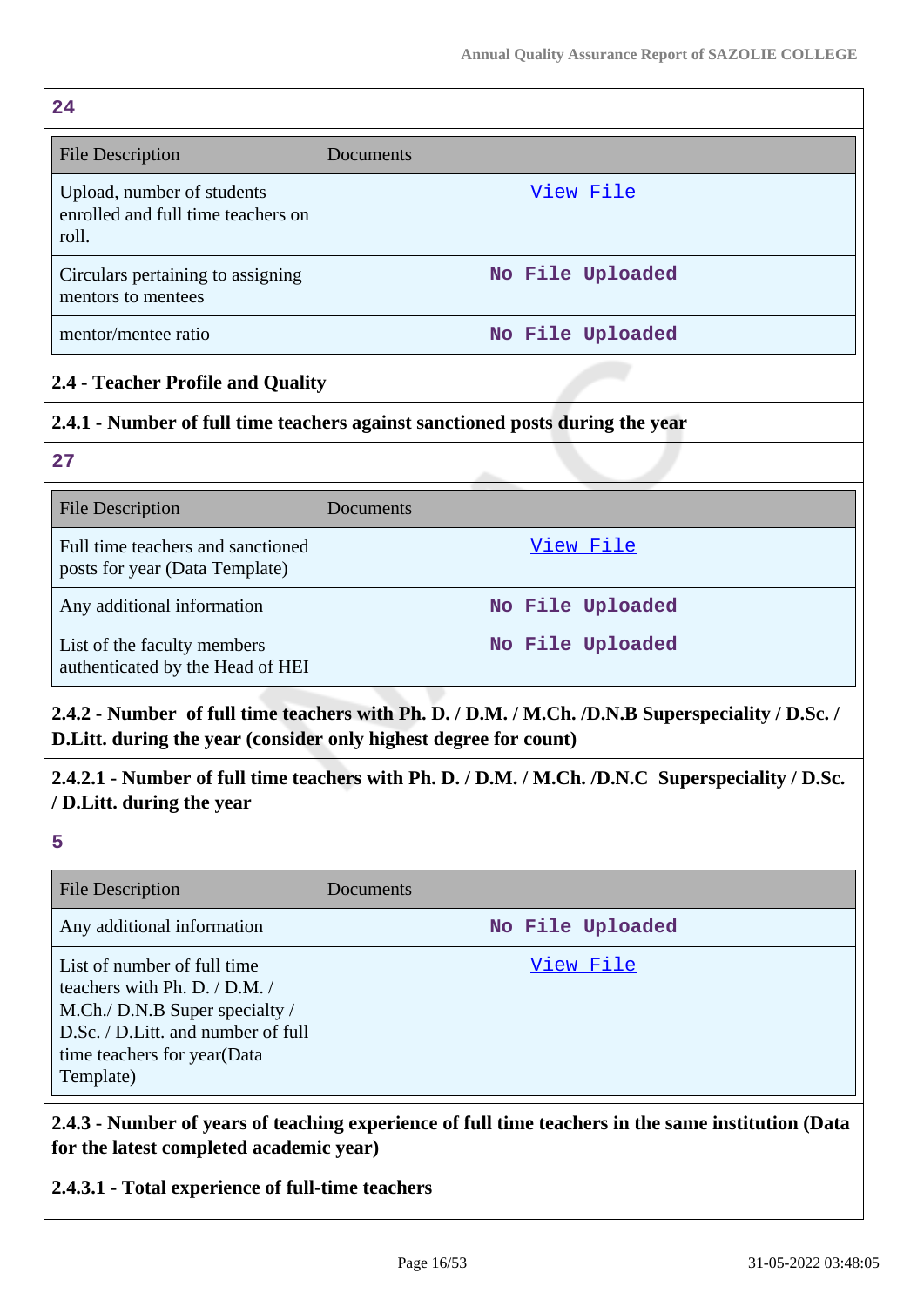24

| File Description | Documents |
|---|---|
| Upload, number of students enrolled and full time teachers on roll. | View File |
| Circulars pertaining to assigning mentors to mentees | No File Uploaded |
| mentor/mentee ratio | No File Uploaded |

**2.4 - Teacher Profile and Quality**

**2.4.1 - Number of full time teachers against sanctioned posts during the year**

27

| File Description | Documents |
|---|---|
| Full time teachers and sanctioned posts for year (Data Template) | View File |
| Any additional information | No File Uploaded |
| List of the faculty members authenticated by the Head of HEI | No File Uploaded |

**2.4.2 - Number of full time teachers with Ph. D. / D.M. / M.Ch. /D.N.B Superspeciality / D.Sc. / D.Litt. during the year (consider only highest degree for count)**

**2.4.2.1 - Number of full time teachers with Ph. D. / D.M. / M.Ch. /D.N.C Superspeciality / D.Sc. / D.Litt. during the year**

5

| File Description | Documents |
|---|---|
| Any additional information | No File Uploaded |
| List of number of full time teachers with Ph. D. / D.M. / M.Ch./ D.N.B Super specialty / D.Sc. / D.Litt. and number of full time teachers for year(Data Template) | View File |

**2.4.3 - Number of years of teaching experience of full time teachers in the same institution (Data for the latest completed academic year)**

**2.4.3.1 - Total experience of full-time teachers**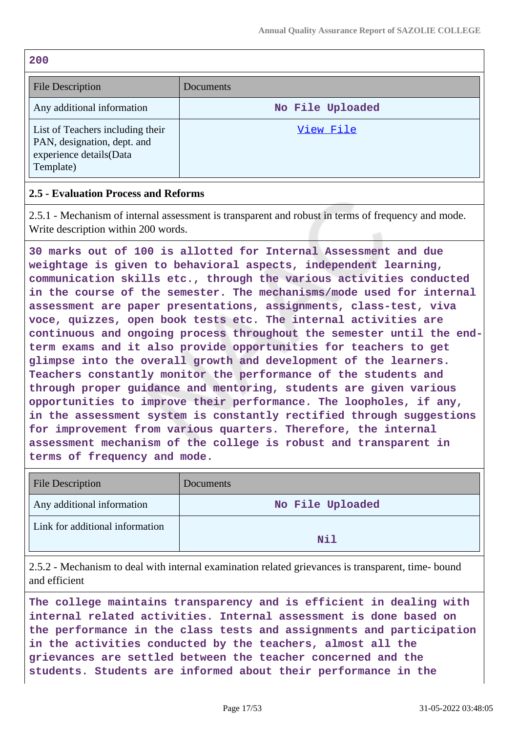200

| File Description | Documents |
|---|---|
| Any additional information | No File Uploaded |
| List of Teachers including their PAN, designation, dept. and experience details(Data Template) | View File |

## 2.5 - Evaluation Process and Reforms

2.5.1 - Mechanism of internal assessment is transparent and robust in terms of frequency and mode. Write description within 200 words.

30 marks out of 100 is allotted for Internal Assessment and due weightage is given to behavioral aspects, independent learning, communication skills etc., through the various activities conducted in the course of the semester. The mechanisms/mode used for internal assessment are paper presentations, assignments, class-test, viva voce, quizzes, open book tests etc. The internal activities are continuous and ongoing process throughout the semester until the end-term exams and it also provide opportunities for teachers to get glimpse into the overall growth and development of the learners. Teachers constantly monitor the performance of the students and through proper guidance and mentoring, students are given various opportunities to improve their performance. The loopholes, if any, in the assessment system is constantly rectified through suggestions for improvement from various quarters. Therefore, the internal assessment mechanism of the college is robust and transparent in terms of frequency and mode.

| File Description | Documents |
|---|---|
| Any additional information | No File Uploaded |
| Link for additional information | Nil |

2.5.2 - Mechanism to deal with internal examination related grievances is transparent, time- bound and efficient

The college maintains transparency and is efficient in dealing with internal related activities. Internal assessment is done based on the performance in the class tests and assignments and participation in the activities conducted by the teachers, almost all the grievances are settled between the teacher concerned and the students. Students are informed about their performance in the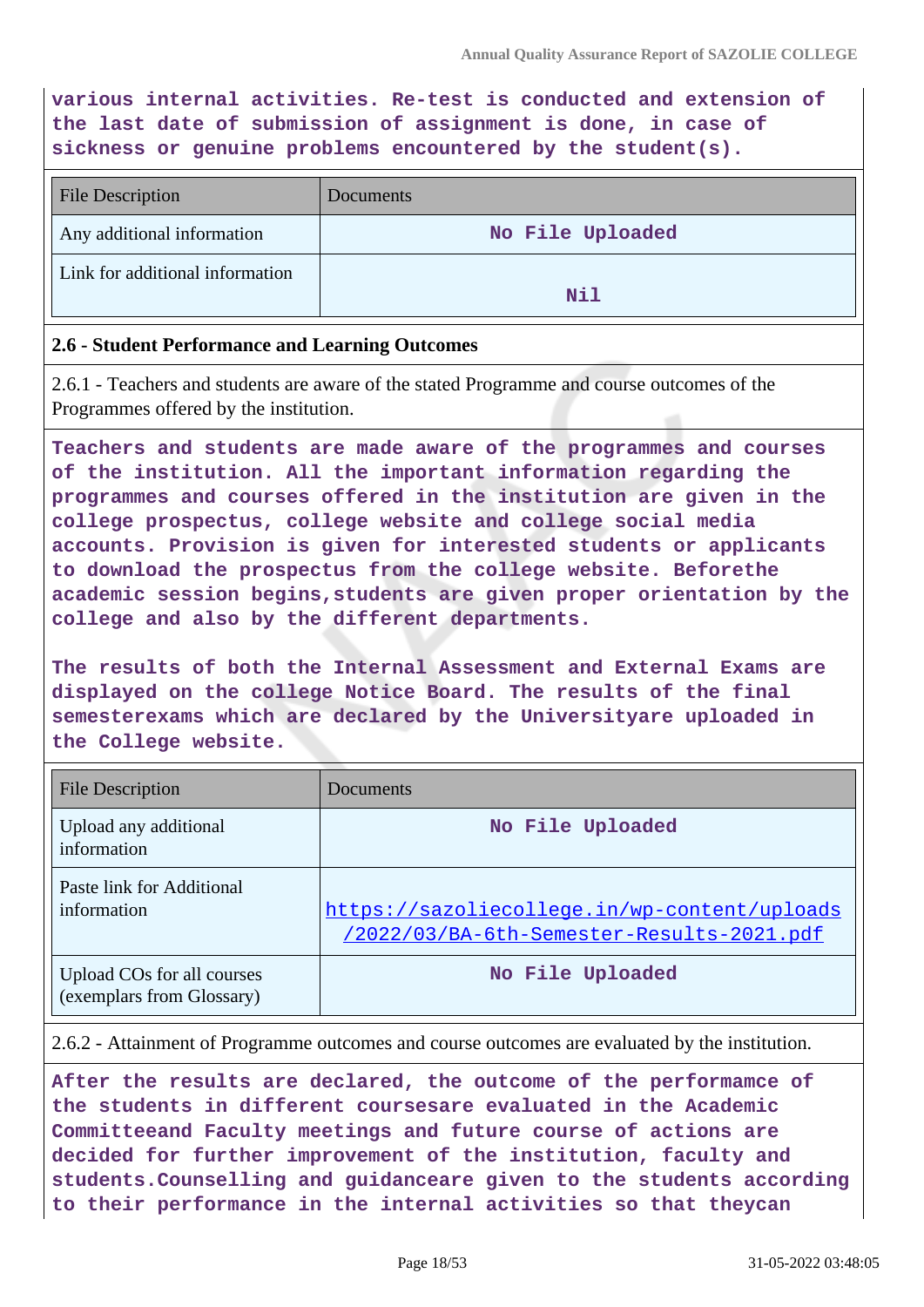**various internal activities. Re-test is conducted and extension of the last date of submission of assignment is done, in case of sickness or genuine problems encountered by the student(s).**

| File Description | Documents |
|---|---|
| Any additional information | No File Uploaded |
| Link for additional information | Nil |

**2.6 - Student Performance and Learning Outcomes**

2.6.1 - Teachers and students are aware of the stated Programme and course outcomes of the Programmes offered by the institution.

**Teachers and students are made aware of the programmes and courses of the institution. All the important information regarding the programmes and courses offered in the institution are given in the college prospectus, college website and college social media accounts. Provision is given for interested students or applicants to download the prospectus from the college website. Beforethe academic session begins,students are given proper orientation by the college and also by the different departments.**

**The results of both the Internal Assessment and External Exams are displayed on the college Notice Board. The results of the final semesterexams which are declared by the Universityare uploaded in the College website.**

| File Description | Documents |
|---|---|
| Upload any additional information | No File Uploaded |
| Paste link for Additional information | https://sazoliecollege.in/wp-content/uploads/2022/03/BA-6th-Semester-Results-2021.pdf |
| Upload COs for all courses (exemplars from Glossary) | No File Uploaded |

2.6.2 - Attainment of Programme outcomes and course outcomes are evaluated by the institution.

**After the results are declared, the outcome of the performamce of the students in different coursesare evaluated in the Academic Committeeand Faculty meetings and future course of actions are decided for further improvement of the institution, faculty and students.Counselling and guidanceare given to the students according to their performance in the internal activities so that theycan**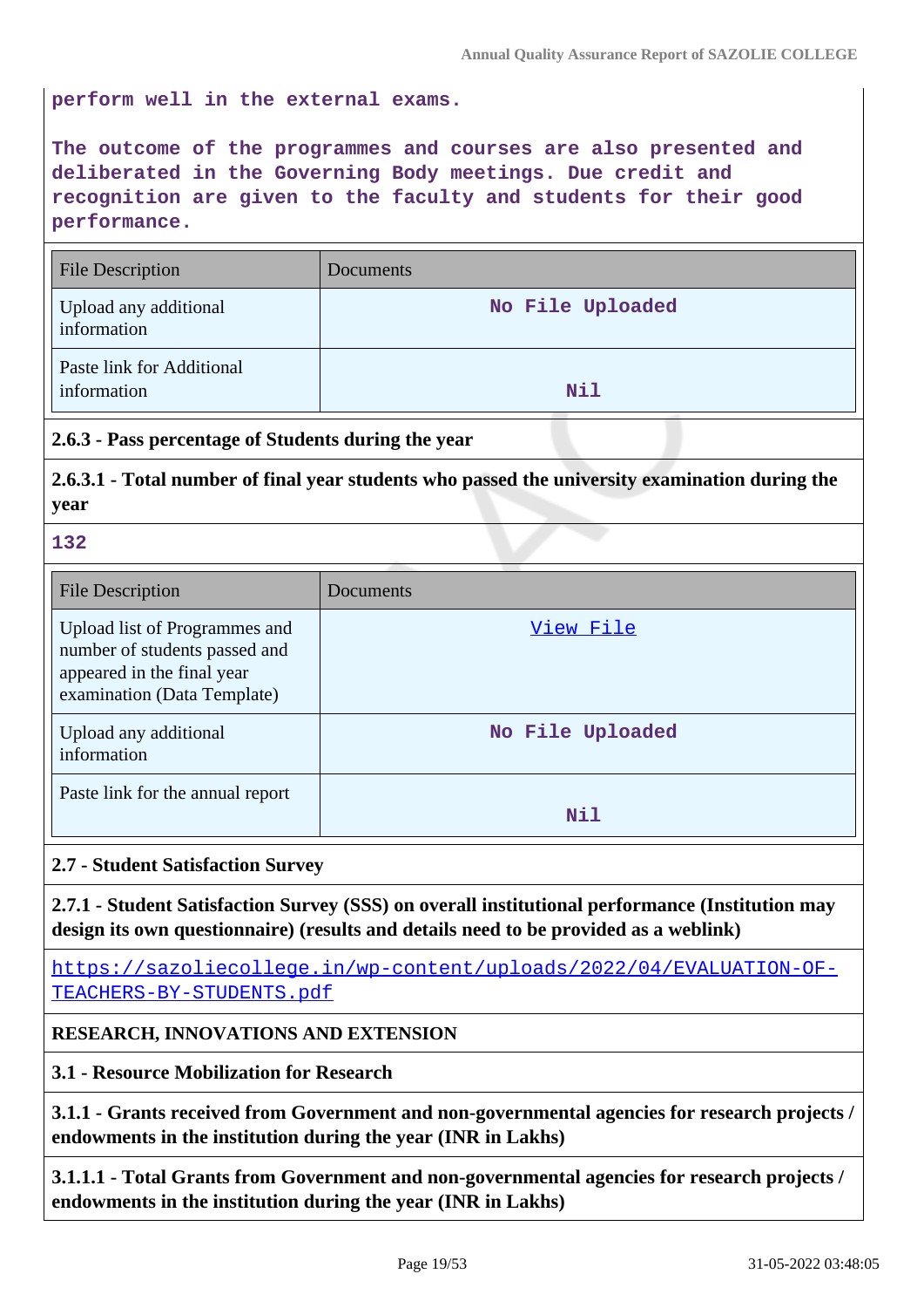perform well in the external exams.

The outcome of the programmes and courses are also presented and deliberated in the Governing Body meetings. Due credit and recognition are given to the faculty and students for their good performance.

| File Description | Documents |
|---|---|
| Upload any additional information | No File Uploaded |
| Paste link for Additional information | Nil |

**2.6.3 - Pass percentage of Students during the year**

**2.6.3.1 - Total number of final year students who passed the university examination during the year**

132

| File Description | Documents |
|---|---|
| Upload list of Programmes and number of students passed and appeared in the final year examination (Data Template) | View File |
| Upload any additional information | No File Uploaded |
| Paste link for the annual report | Nil |

**2.7 - Student Satisfaction Survey**

**2.7.1 - Student Satisfaction Survey (SSS) on overall institutional performance (Institution may design its own questionnaire) (results and details need to be provided as a weblink)**

https://sazoliecollege.in/wp-content/uploads/2022/04/EVALUATION-OF-TEACHERS-BY-STUDENTS.pdf

**RESEARCH, INNOVATIONS AND EXTENSION**

**3.1 - Resource Mobilization for Research**

**3.1.1 - Grants received from Government and non-governmental agencies for research projects / endowments in the institution during the year (INR in Lakhs)**

**3.1.1.1 - Total Grants from Government and non-governmental agencies for research projects / endowments in the institution during the year (INR in Lakhs)**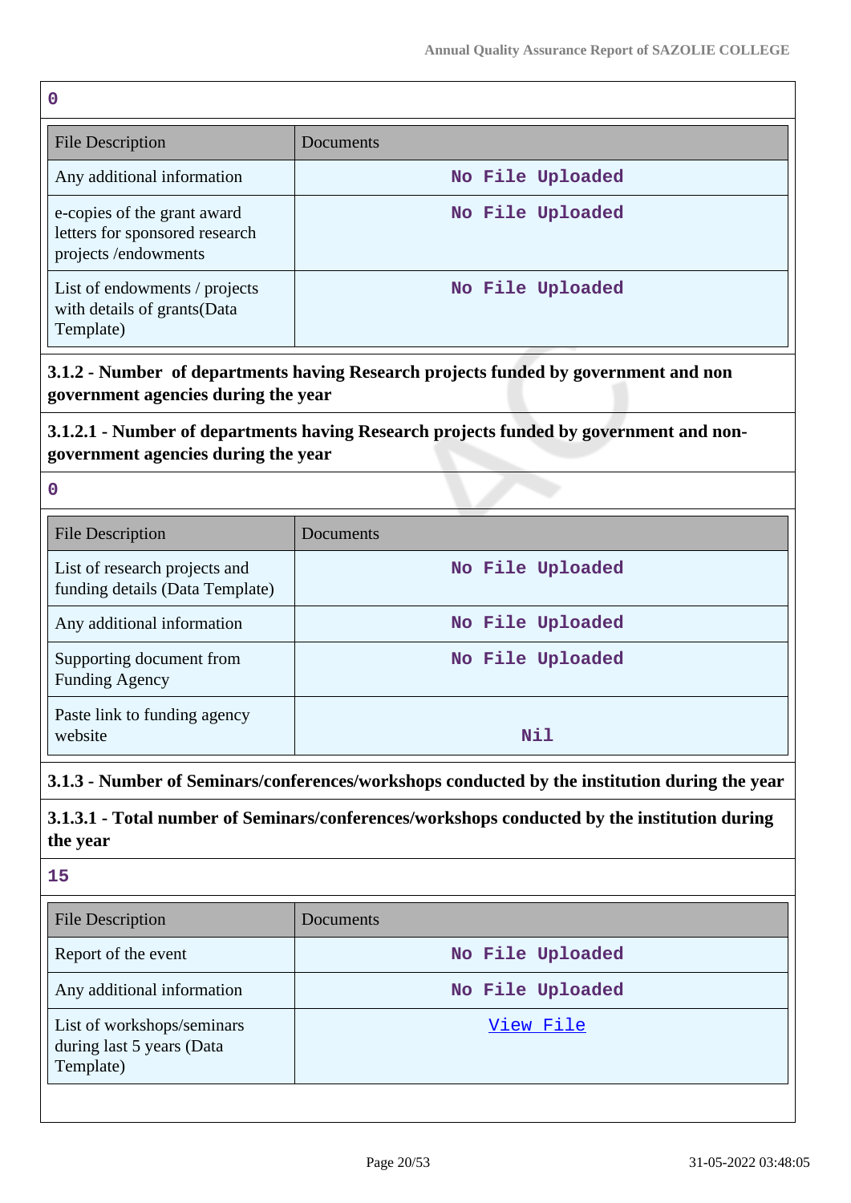0

| File Description | Documents |
|---|---|
| Any additional information | No File Uploaded |
| e-copies of the grant award letters for sponsored research projects /endowments | No File Uploaded |
| List of endowments / projects with details of grants(Data Template) | No File Uploaded |

**3.1.2 - Number of departments having Research projects funded by government and non government agencies during the year**

**3.1.2.1 - Number of departments having Research projects funded by government and non-government agencies during the year**

0

| File Description | Documents |
|---|---|
| List of research projects and funding details (Data Template) | No File Uploaded |
| Any additional information | No File Uploaded |
| Supporting document from Funding Agency | No File Uploaded |
| Paste link to funding agency website | Nil |

**3.1.3 - Number of Seminars/conferences/workshops conducted by the institution during the year**

**3.1.3.1 - Total number of Seminars/conferences/workshops conducted by the institution during the year**

15

| File Description | Documents |
|---|---|
| Report of the event | No File Uploaded |
| Any additional information | No File Uploaded |
| List of workshops/seminars during last 5 years (Data Template) | View File |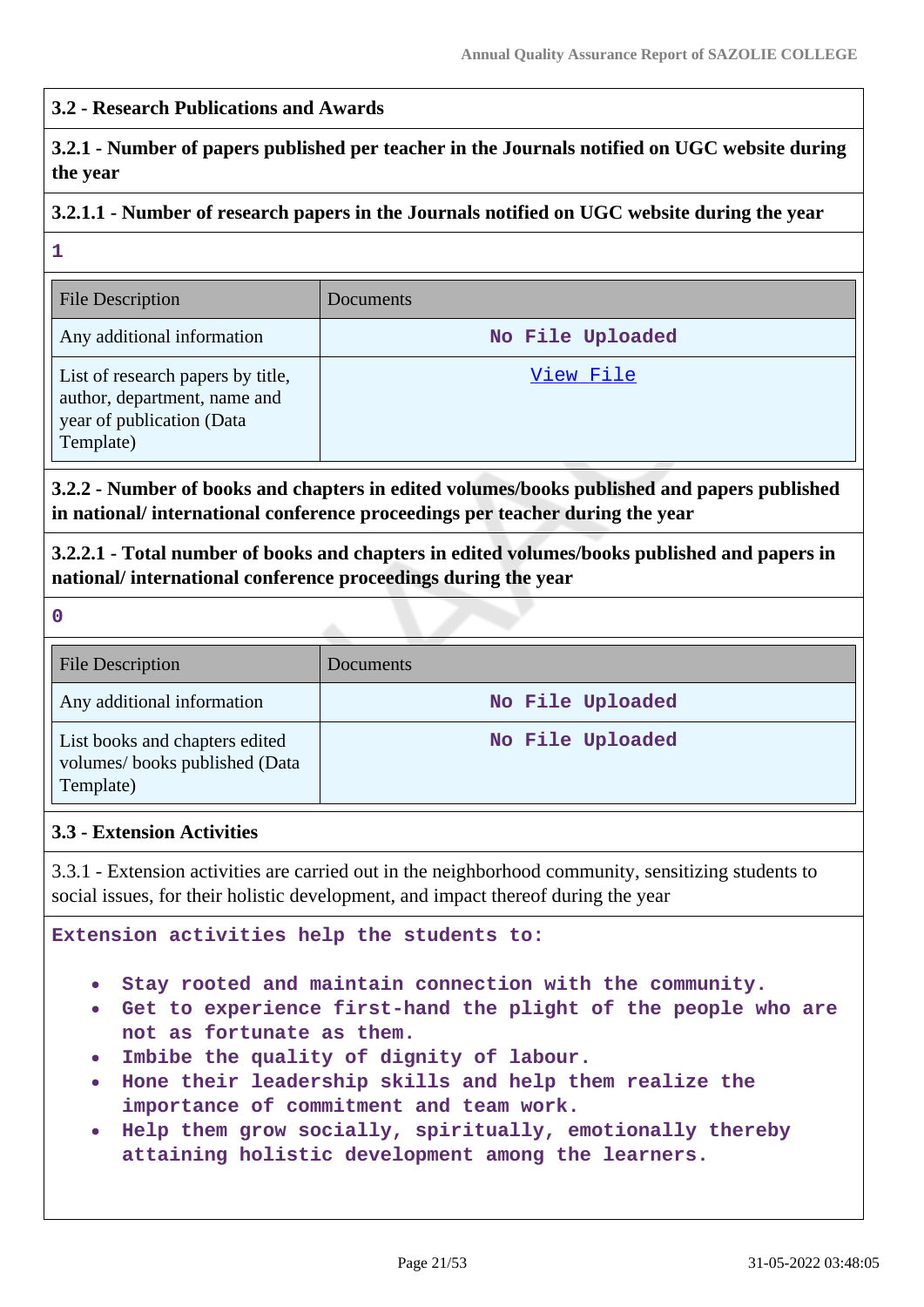### 3.2 - Research Publications and Awards

#### 3.2.1 - Number of papers published per teacher in the Journals notified on UGC website during the year

##### 3.2.1.1 - Number of research papers in the Journals notified on UGC website during the year

1

| File Description | Documents |
|---|---|
| Any additional information | No File Uploaded |
| List of research papers by title, author, department, name and year of publication (Data Template) | View File |

#### 3.2.2 - Number of books and chapters in edited volumes/books published and papers published in national/ international conference proceedings per teacher during the year

##### 3.2.2.1 - Total number of books and chapters in edited volumes/books published and papers in national/ international conference proceedings during the year

0

| File Description | Documents |
|---|---|
| Any additional information | No File Uploaded |
| List books and chapters edited volumes/ books published (Data Template) | No File Uploaded |

### 3.3 - Extension Activities

3.3.1 - Extension activities are carried out in the neighborhood community, sensitizing students to social issues, for their holistic development, and impact thereof during the year

Extension activities help the students to:

- Stay rooted and maintain connection with the community.
- Get to experience first-hand the plight of the people who are not as fortunate as them.
- Imbibe the quality of dignity of labour.
- Hone their leadership skills and help them realize the importance of commitment and team work.
- Help them grow socially, spiritually, emotionally thereby attaining holistic development among the learners.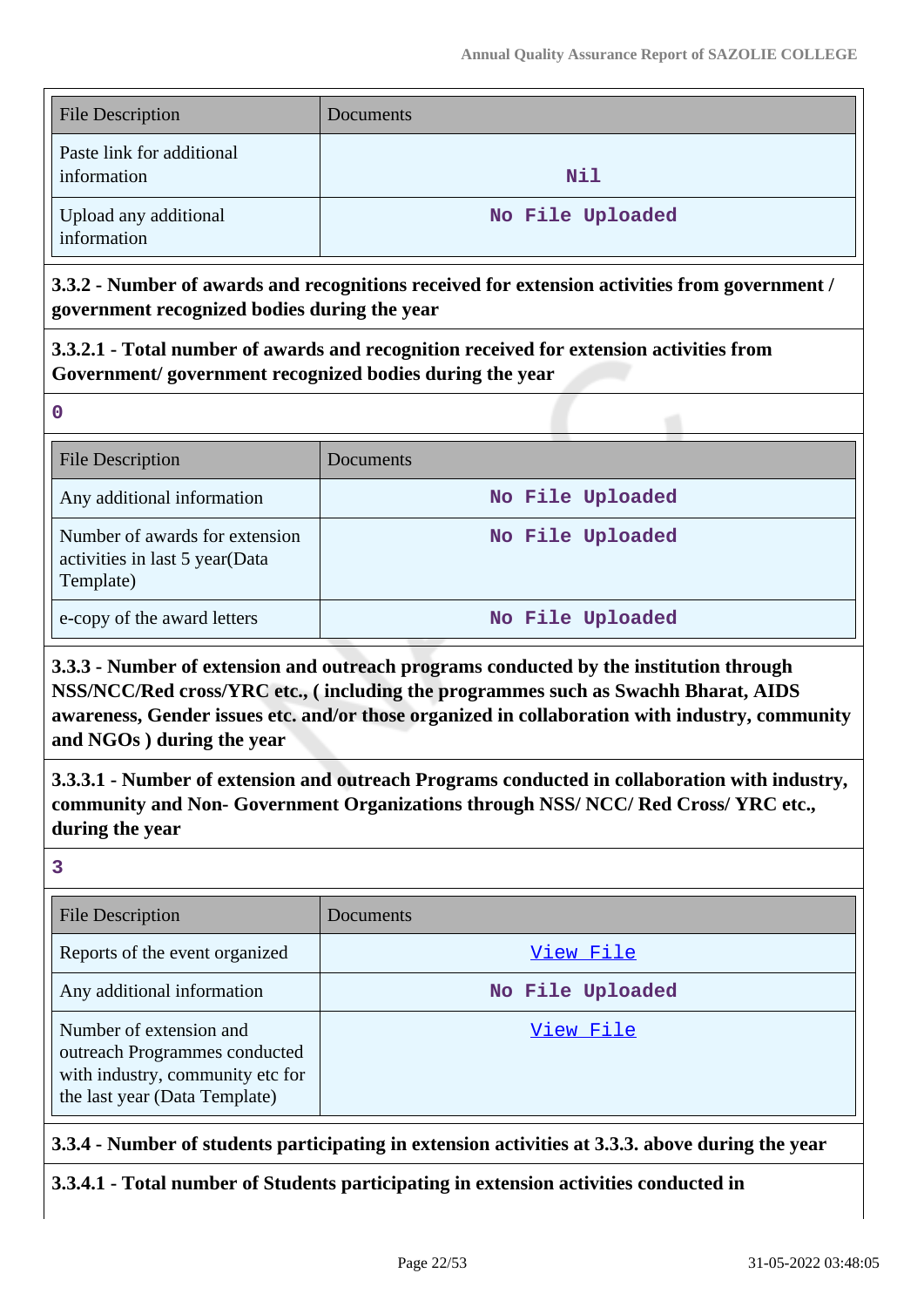| File Description | Documents |
|---|---|
| Paste link for additional information | Nil |
| Upload any additional information | No File Uploaded |

**3.3.2 - Number of awards and recognitions received for extension activities from government / government recognized bodies during the year**

**3.3.2.1 - Total number of awards and recognition received for extension activities from Government/ government recognized bodies during the year**

0

| File Description | Documents |
|---|---|
| Any additional information | No File Uploaded |
| Number of awards for extension activities in last 5 year(Data Template) | No File Uploaded |
| e-copy of the award letters | No File Uploaded |

**3.3.3 - Number of extension and outreach programs conducted by the institution through NSS/NCC/Red cross/YRC etc., ( including the programmes such as Swachh Bharat, AIDS awareness, Gender issues etc. and/or those organized in collaboration with industry, community and NGOs ) during the year**

**3.3.3.1 - Number of extension and outreach Programs conducted in collaboration with industry, community and Non- Government Organizations through NSS/ NCC/ Red Cross/ YRC etc., during the year**

3

| File Description | Documents |
|---|---|
| Reports of the event organized | View File |
| Any additional information | No File Uploaded |
| Number of extension and outreach Programmes conducted with industry, community etc for the last year (Data Template) | View File |

**3.3.4 - Number of students participating in extension activities at 3.3.3. above during the year**

**3.3.4.1 - Total number of Students participating in extension activities conducted in**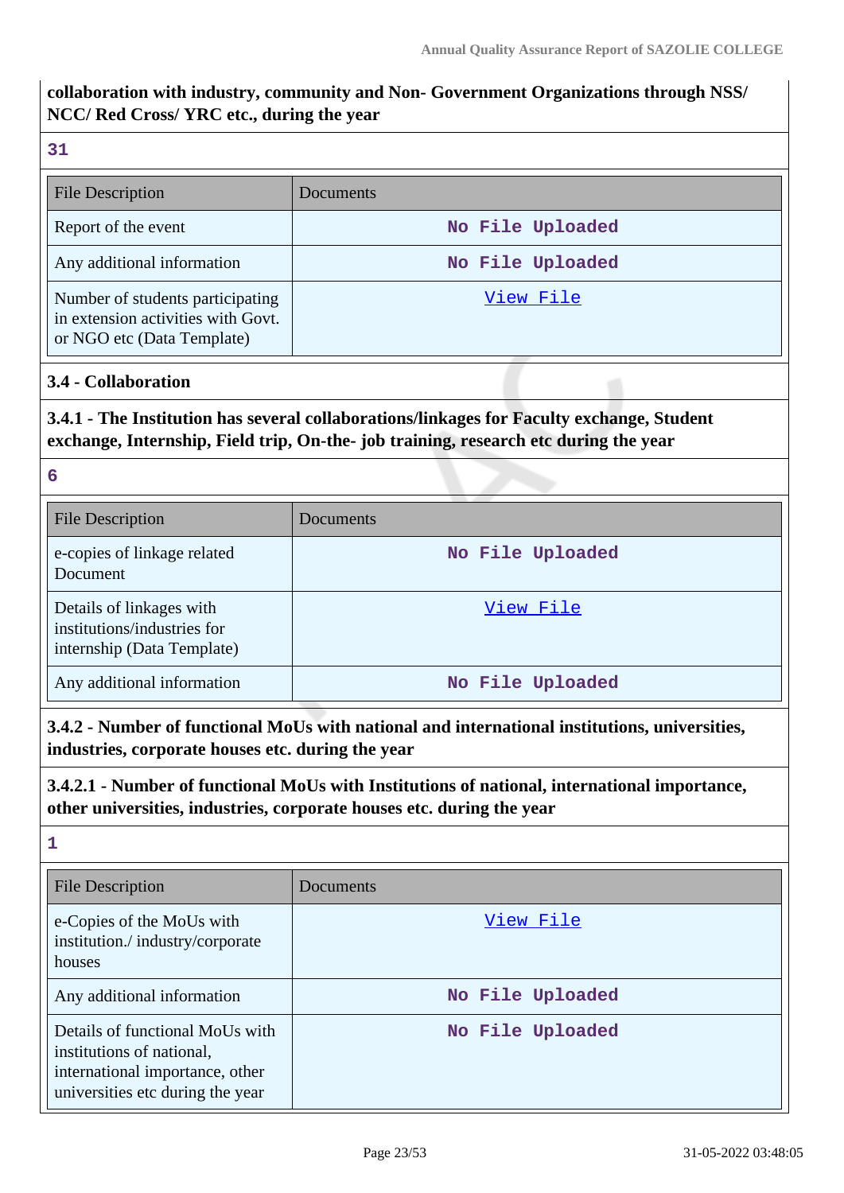**collaboration with industry, community and Non- Government Organizations through NSS/ NCC/ Red Cross/ YRC etc., during the year**

31

| File Description | Documents |
|---|---|
| Report of the event | No File Uploaded |
| Any additional information | No File Uploaded |
| Number of students participating in extension activities with Govt. or NGO etc (Data Template) | View File |

### 3.4 - Collaboration

**3.4.1 - The Institution has several collaborations/linkages for Faculty exchange, Student exchange, Internship, Field trip, On-the- job training, research etc during the year**

6

| File Description | Documents |
|---|---|
| e-copies of linkage related Document | No File Uploaded |
| Details of linkages with institutions/industries for internship (Data Template) | View File |
| Any additional information | No File Uploaded |

**3.4.2 - Number of functional MoUs with national and international institutions, universities, industries, corporate houses etc. during the year**

**3.4.2.1 - Number of functional MoUs with Institutions of national, international importance, other universities, industries, corporate houses etc. during the year**

1

| File Description | Documents |
|---|---|
| e-Copies of the MoUs with institution./ industry/corporate houses | View File |
| Any additional information | No File Uploaded |
| Details of functional MoUs with institutions of national, international importance, other universities etc during the year | No File Uploaded |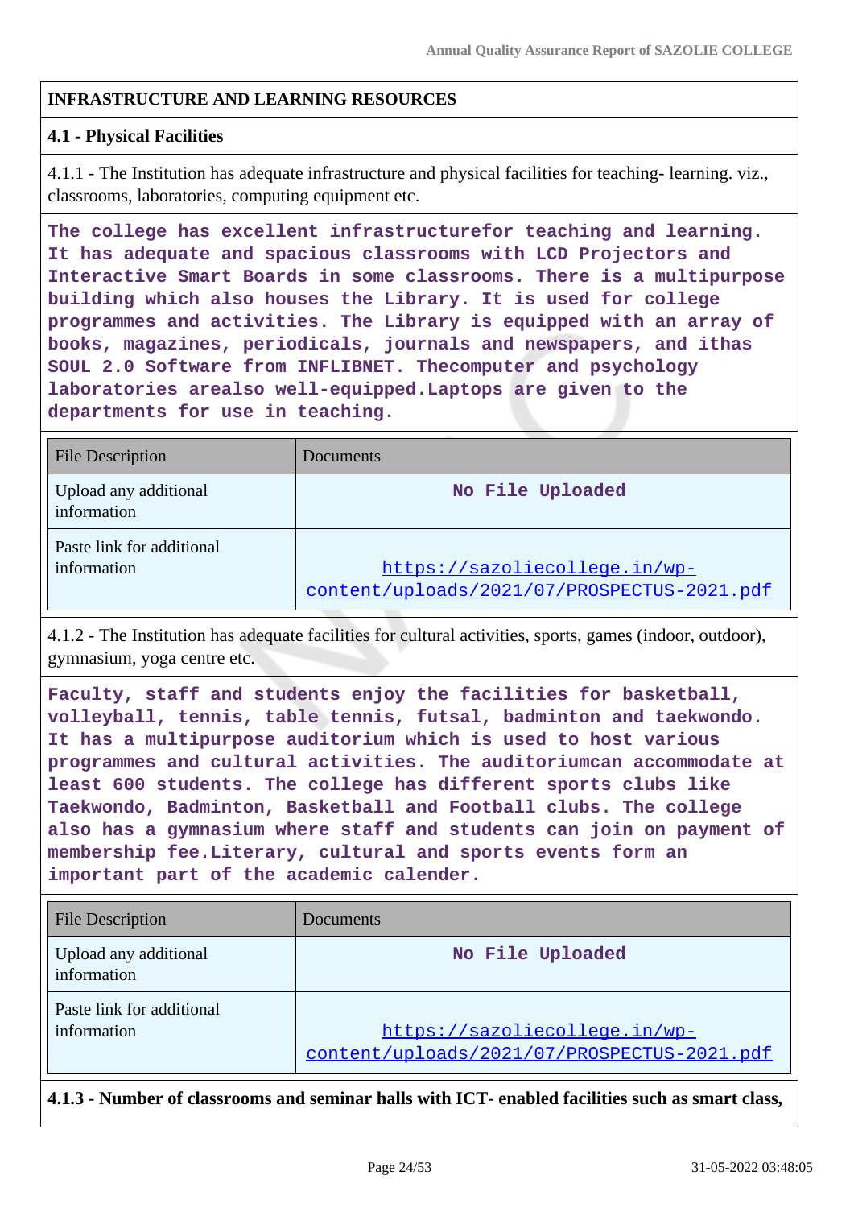## INFRASTRUCTURE AND LEARNING RESOURCES

### 4.1 - Physical Facilities

4.1.1 - The Institution has adequate infrastructure and physical facilities for teaching- learning. viz., classrooms, laboratories, computing equipment etc.

**The college has excellent infrastructurefor teaching and learning. It has adequate and spacious classrooms with LCD Projectors and Interactive Smart Boards in some classrooms. There is a multipurpose building which also houses the Library. It is used for college programmes and activities. The Library is equipped with an array of books, magazines, periodicals, journals and newspapers, and ithas SOUL 2.0 Software from INFLIBNET. Thecomputer and psychology laboratories arealso well-equipped.Laptops are given to the departments for use in teaching.**

| File Description | Documents |
|---|---|
| Upload any additional information | No File Uploaded |
| Paste link for additional information | https://sazoliecollege.in/wp-content/uploads/2021/07/PROSPECTUS-2021.pdf |

4.1.2 - The Institution has adequate facilities for cultural activities, sports, games (indoor, outdoor), gymnasium, yoga centre etc.

**Faculty, staff and students enjoy the facilities for basketball, volleyball, tennis, table tennis, futsal, badminton and taekwondo. It has a multipurpose auditorium which is used to host various programmes and cultural activities. The auditoriumcan accommodate at least 600 students. The college has different sports clubs like Taekwondo, Badminton, Basketball and Football clubs. The college also has a gymnasium where staff and students can join on payment of membership fee.Literary, cultural and sports events form an important part of the academic calender.**

| File Description | Documents |
|---|---|
| Upload any additional information | No File Uploaded |
| Paste link for additional information | https://sazoliecollege.in/wp-content/uploads/2021/07/PROSPECTUS-2021.pdf |

**4.1.3 - Number of classrooms and seminar halls with ICT- enabled facilities such as smart class,**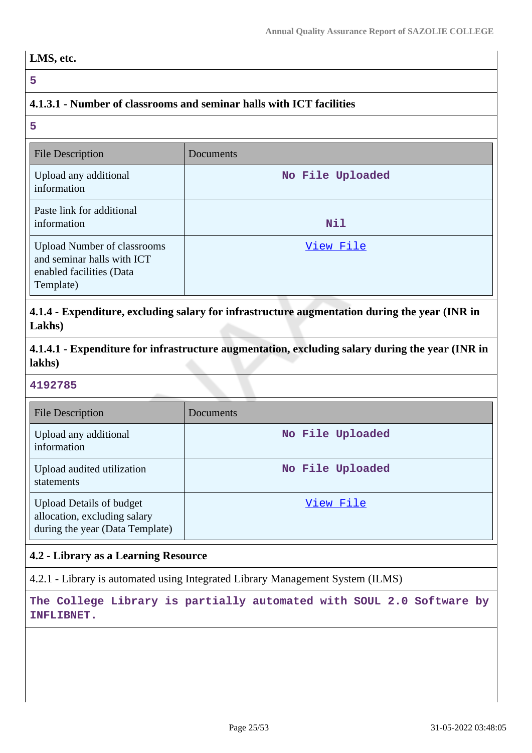**LMS, etc.**

5

**4.1.3.1 - Number of classrooms and seminar halls with ICT facilities**

5

| File Description | Documents |
| --- | --- |
| Upload any additional information | No File Uploaded |
| Paste link for additional information | Nil |
| Upload Number of classrooms and seminar halls with ICT enabled facilities (Data Template) | View File |

**4.1.4 - Expenditure, excluding salary for infrastructure augmentation during the year (INR in Lakhs)**

**4.1.4.1 - Expenditure for infrastructure augmentation, excluding salary during the year (INR in lakhs)**

4192785

| File Description | Documents |
| --- | --- |
| Upload any additional information | No File Uploaded |
| Upload audited utilization statements | No File Uploaded |
| Upload Details of budget allocation, excluding salary during the year (Data Template) | View File |

**4.2 - Library as a Learning Resource**

4.2.1 - Library is automated using Integrated Library Management System (ILMS)

The College Library is partially automated with SOUL 2.0 Software by INFLIBNET.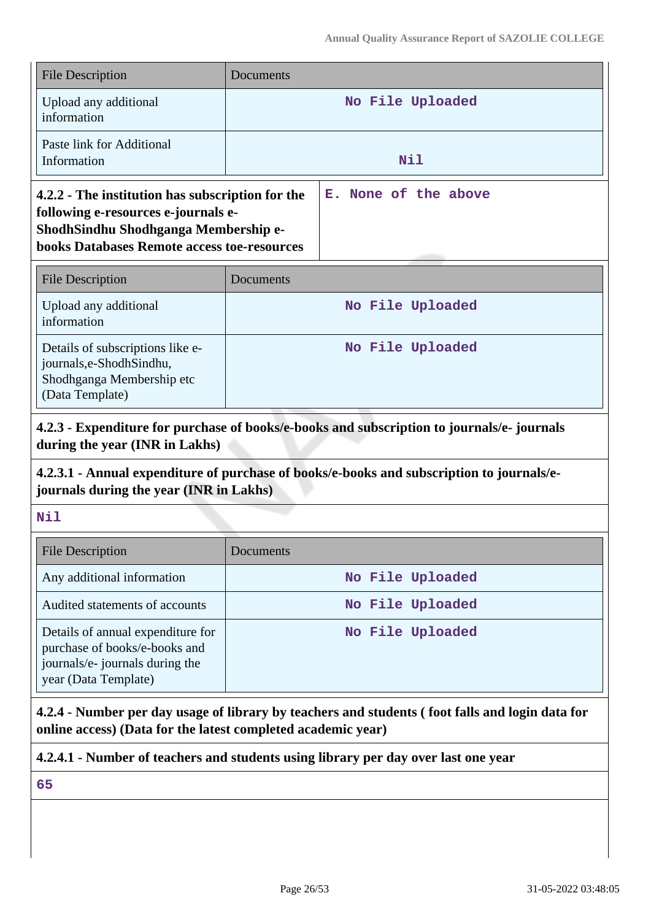| File Description | Documents |
| --- | --- |
| Upload any additional information | No File Uploaded |
| Paste link for Additional Information | Nil |

| **4.2.2 - The institution has subscription for the following e-resources e-journals e-ShodhSindhu Shodhganga Membership e-books Databases Remote access toe-resources** | E. None of the above |
| --- | --- |

| File Description | Documents |
| --- | --- |
| Upload any additional information | No File Uploaded |
| Details of subscriptions like e-journals,e-ShodhSindhu, Shodhganga Membership etc (Data Template) | No File Uploaded |

**4.2.3 - Expenditure for purchase of books/e-books and subscription to journals/e- journals during the year (INR in Lakhs)**

**4.2.3.1 - Annual expenditure of purchase of books/e-books and subscription to journals/e-journals during the year (INR in Lakhs)**

Nil

| File Description | Documents |
| --- | --- |
| Any additional information | No File Uploaded |
| Audited statements of accounts | No File Uploaded |
| Details of annual expenditure for purchase of books/e-books and journals/e- journals during the year (Data Template) | No File Uploaded |

**4.2.4 - Number per day usage of library by teachers and students ( foot falls and login data for online access) (Data for the latest completed academic year)**

**4.2.4.1 - Number of teachers and students using library per day over last one year**

65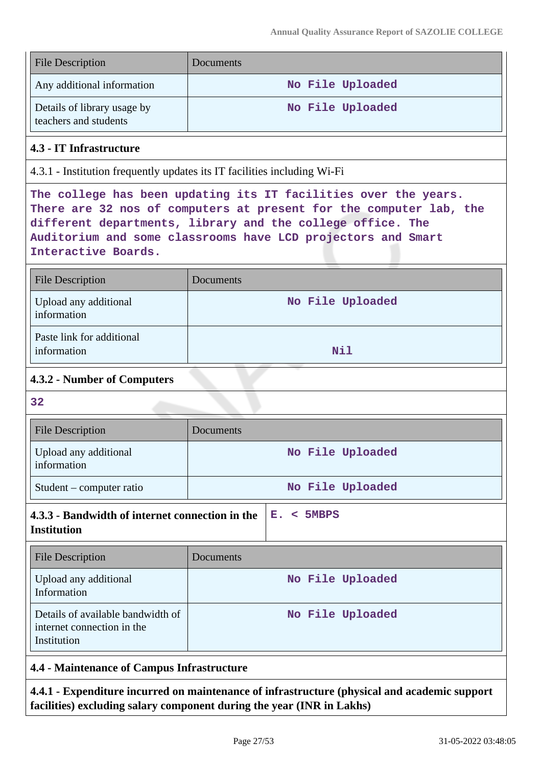| File Description | Documents |
|---|---|
| Any additional information | No File Uploaded |
| Details of library usage by teachers and students | No File Uploaded |

### 4.3 - IT Infrastructure

4.3.1 - Institution frequently updates its IT facilities including Wi-Fi

The college has been updating its IT facilities over the years. There are 32 nos of computers at present for the computer lab, the different departments, library and the college office. The Auditorium and some classrooms have LCD projectors and Smart Interactive Boards.

| File Description | Documents |
|---|---|
| Upload any additional information | No File Uploaded |
| Paste link for additional information | Nil |

### 4.3.2 - Number of Computers

32

| File Description | Documents |
|---|---|
| Upload any additional information | No File Uploaded |
| Student – computer ratio | No File Uploaded |

| **4.3.3 - Bandwidth of internet connection in the Institution** | E. < 5MBPS |
|---|---|

| File Description | Documents |
|---|---|
| Upload any additional Information | No File Uploaded |
| Details of available bandwidth of internet connection in the Institution | No File Uploaded |

### 4.4 - Maintenance of Campus Infrastructure

**4.4.1 - Expenditure incurred on maintenance of infrastructure (physical and academic support facilities) excluding salary component during the year (INR in Lakhs)**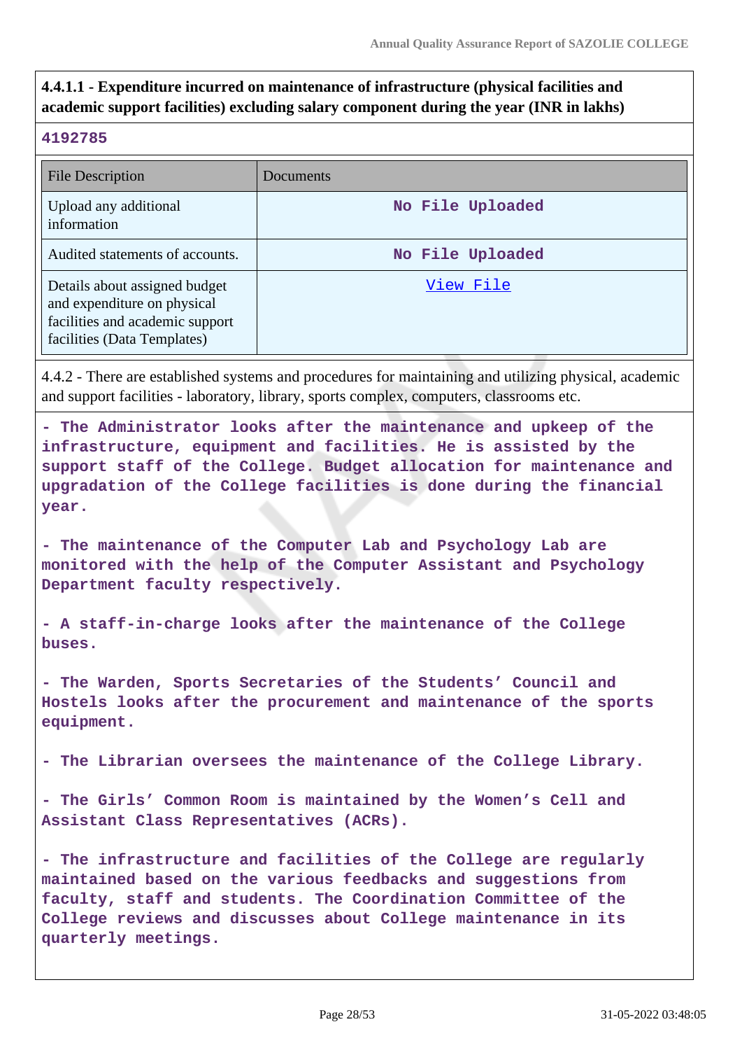**4.4.1.1 - Expenditure incurred on maintenance of infrastructure (physical facilities and academic support facilities) excluding salary component during the year (INR in lakhs)**

4192785

| File Description | Documents |
|---|---|
| Upload any additional information | No File Uploaded |
| Audited statements of accounts. | No File Uploaded |
| Details about assigned budget and expenditure on physical facilities and academic support facilities (Data Templates) | View File |

4.4.2 - There are established systems and procedures for maintaining and utilizing physical, academic and support facilities - laboratory, library, sports complex, computers, classrooms etc.

- The Administrator looks after the maintenance and upkeep of the infrastructure, equipment and facilities. He is assisted by the support staff of the College. Budget allocation for maintenance and upgradation of the College facilities is done during the financial year.

- The maintenance of the Computer Lab and Psychology Lab are monitored with the help of the Computer Assistant and Psychology Department faculty respectively.

- A staff-in-charge looks after the maintenance of the College buses.

- The Warden, Sports Secretaries of the Students' Council and Hostels looks after the procurement and maintenance of the sports equipment.

- The Librarian oversees the maintenance of the College Library.

- The Girls' Common Room is maintained by the Women's Cell and Assistant Class Representatives (ACRs).

- The infrastructure and facilities of the College are regularly maintained based on the various feedbacks and suggestions from faculty, staff and students. The Coordination Committee of the College reviews and discusses about College maintenance in its quarterly meetings.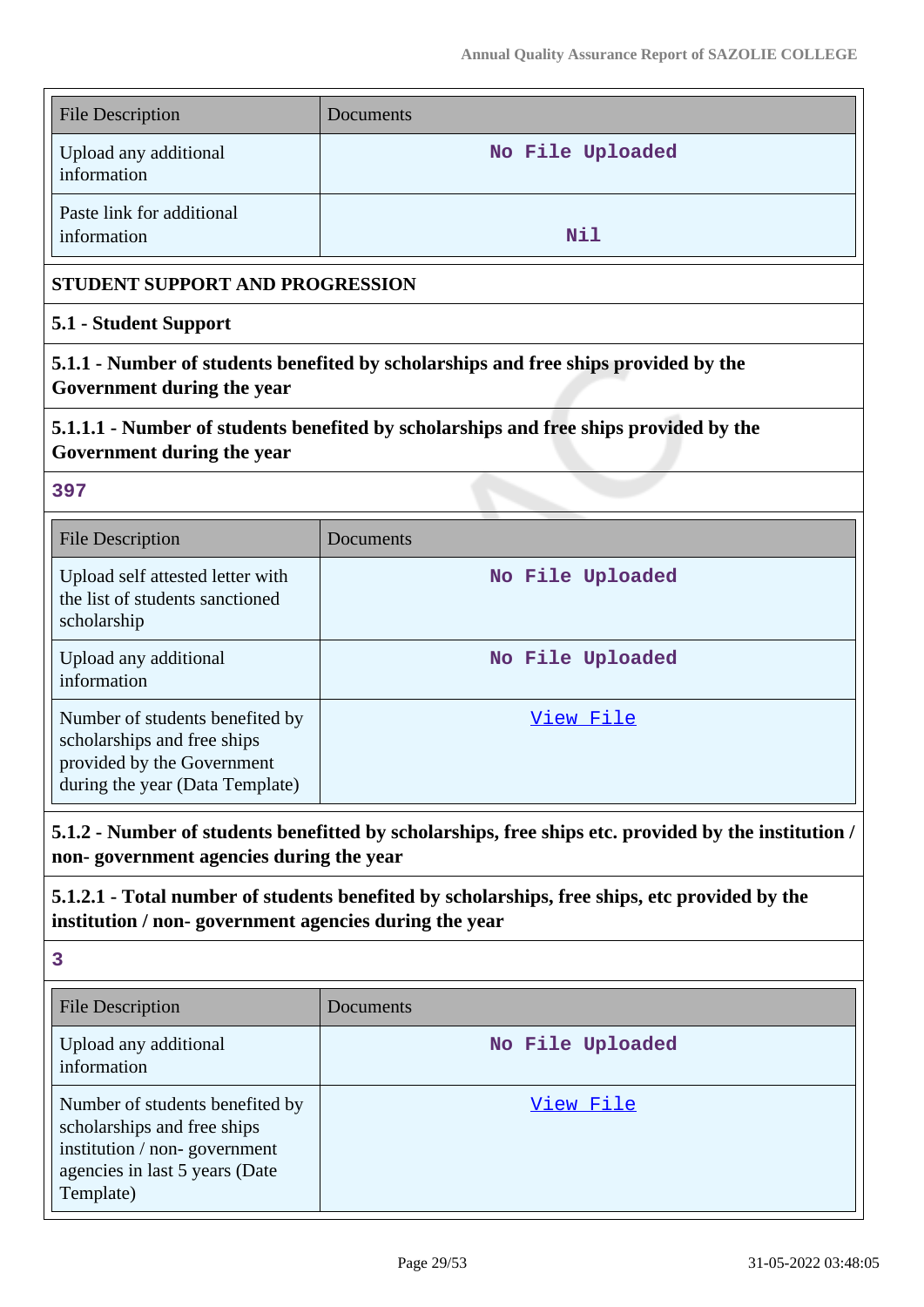| File Description | Documents |
|---|---|
| Upload any additional information | No File Uploaded |
| Paste link for additional information | Nil |

**STUDENT SUPPORT AND PROGRESSION**

**5.1 - Student Support**

**5.1.1 - Number of students benefited by scholarships and free ships provided by the Government during the year**

**5.1.1.1 - Number of students benefited by scholarships and free ships provided by the Government during the year**

397

| File Description | Documents |
|---|---|
| Upload self attested letter with the list of students sanctioned scholarship | No File Uploaded |
| Upload any additional information | No File Uploaded |
| Number of students benefited by scholarships and free ships provided by the Government during the year (Data Template) | View File |

**5.1.2 - Number of students benefitted by scholarships, free ships etc. provided by the institution / non- government agencies during the year**

**5.1.2.1 - Total number of students benefited by scholarships, free ships, etc provided by the institution / non- government agencies during the year**

3

| File Description | Documents |
|---|---|
| Upload any additional information | No File Uploaded |
| Number of students benefited by scholarships and free ships institution / non- government agencies in last 5 years (Date Template) | View File |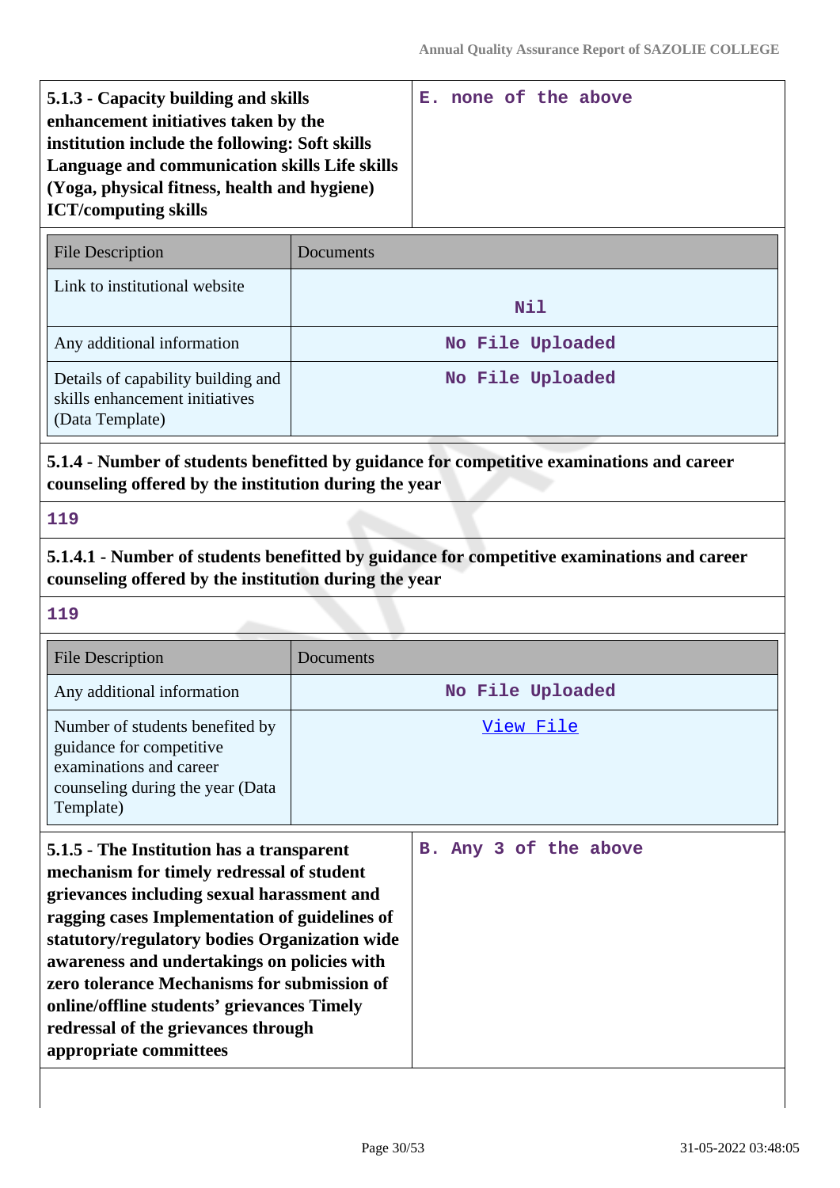| 5.1.3 - Capacity building and skills enhancement initiatives taken by the institution include the following: Soft skills Language and communication skills Life skills (Yoga, physical fitness, health and hygiene) ICT/computing skills | E. none of the above |
|---|---|

| File Description | Documents |
|---|---|
| Link to institutional website | Nil |
| Any additional information | No File Uploaded |
| Details of capability building and skills enhancement initiatives (Data Template) | No File Uploaded |

**5.1.4 - Number of students benefitted by guidance for competitive examinations and career counseling offered by the institution during the year**

119

**5.1.4.1 - Number of students benefitted by guidance for competitive examinations and career counseling offered by the institution during the year**

119

| File Description | Documents |
|---|---|
| Any additional information | No File Uploaded |
| Number of students benefited by guidance for competitive examinations and career counseling during the year (Data Template) | View File |

| 5.1.5 - The Institution has a transparent mechanism for timely redressal of student grievances including sexual harassment and ragging cases Implementation of guidelines of statutory/regulatory bodies Organization wide awareness and undertakings on policies with zero tolerance Mechanisms for submission of online/offline students' grievances Timely redressal of the grievances through appropriate committees | B. Any 3 of the above |
|---|---|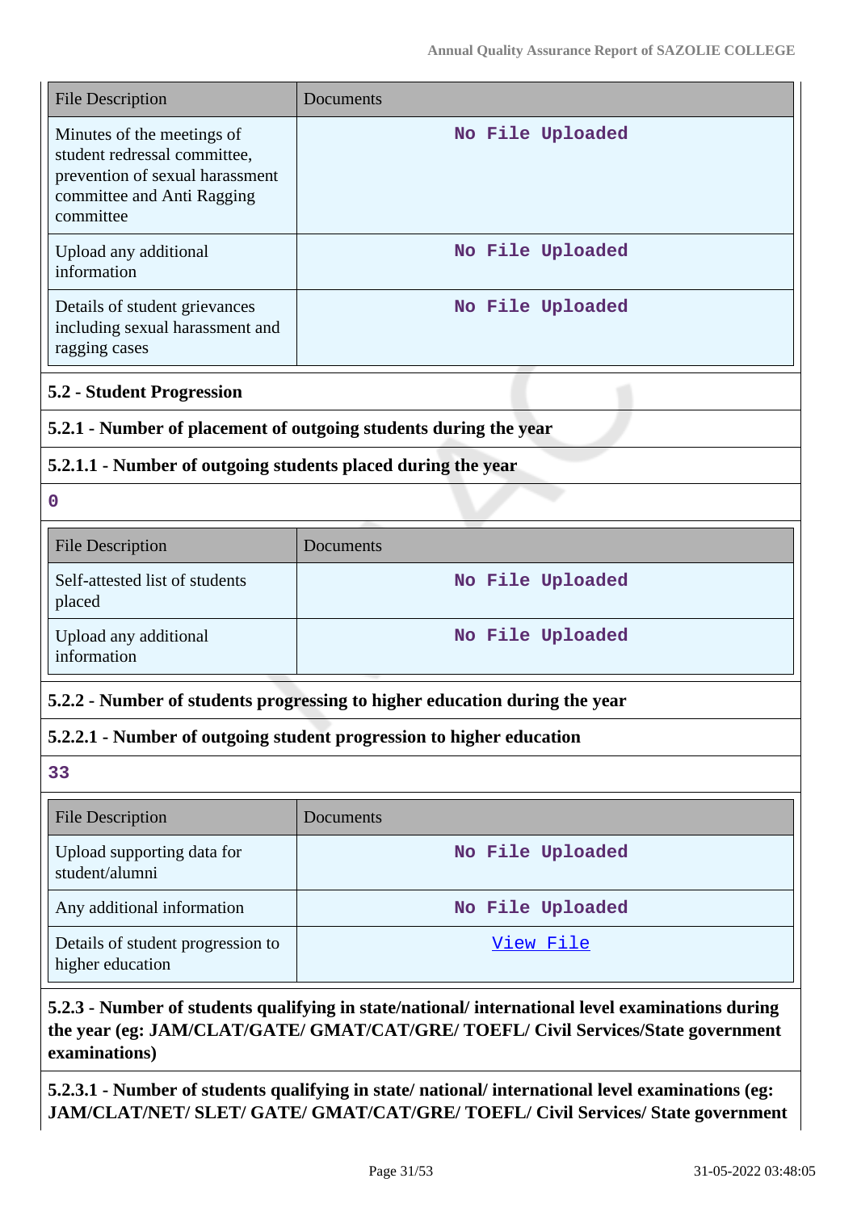| File Description | Documents |
| --- | --- |
| Minutes of the meetings of student redressal committee, prevention of sexual harassment committee and Anti Ragging committee | No File Uploaded |
| Upload any additional information | No File Uploaded |
| Details of student grievances including sexual harassment and ragging cases | No File Uploaded |

**5.2 - Student Progression**

**5.2.1 - Number of placement of outgoing students during the year**

**5.2.1.1 - Number of outgoing students placed during the year**

0

| File Description | Documents |
| --- | --- |
| Self-attested list of students placed | No File Uploaded |
| Upload any additional information | No File Uploaded |

**5.2.2 - Number of students progressing to higher education during the year**

**5.2.2.1 - Number of outgoing student progression to higher education**

33

| File Description | Documents |
| --- | --- |
| Upload supporting data for student/alumni | No File Uploaded |
| Any additional information | No File Uploaded |
| Details of student progression to higher education | View File |

**5.2.3 - Number of students qualifying in state/national/ international level examinations during the year (eg: JAM/CLAT/GATE/ GMAT/CAT/GRE/ TOEFL/ Civil Services/State government examinations)**

**5.2.3.1 - Number of students qualifying in state/ national/ international level examinations (eg: JAM/CLAT/NET/ SLET/ GATE/ GMAT/CAT/GRE/ TOEFL/ Civil Services/ State government**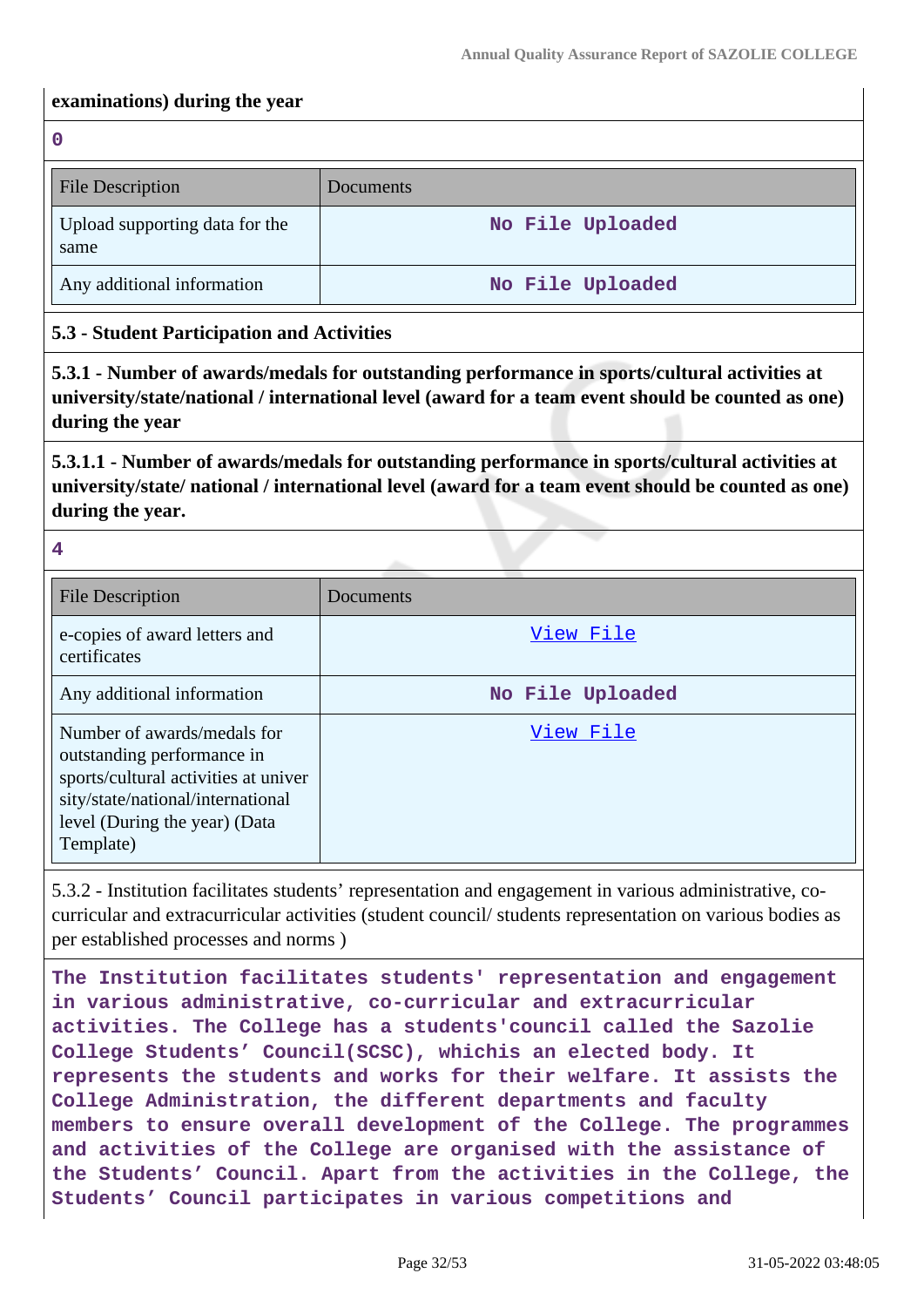**examinations) during the year**

0

| File Description | Documents |
| --- | --- |
| Upload supporting data for the same | No File Uploaded |
| Any additional information | No File Uploaded |

**5.3 - Student Participation and Activities**

**5.3.1 - Number of awards/medals for outstanding performance in sports/cultural activities at university/state/national / international level (award for a team event should be counted as one) during the year**

**5.3.1.1 - Number of awards/medals for outstanding performance in sports/cultural activities at university/state/ national / international level (award for a team event should be counted as one) during the year.**

4

| File Description | Documents |
| --- | --- |
| e-copies of award letters and certificates | View File |
| Any additional information | No File Uploaded |
| Number of awards/medals for outstanding performance in sports/cultural activities at university/state/national/international level (During the year) (Data Template) | View File |

5.3.2 - Institution facilitates students' representation and engagement in various administrative, co-curricular and extracurricular activities (student council/ students representation on various bodies as per established processes and norms )

The Institution facilitates students' representation and engagement in various administrative, co-curricular and extracurricular activities. The College has a students'council called the Sazolie College Students' Council(SCSC), whichis an elected body. It represents the students and works for their welfare. It assists the College Administration, the different departments and faculty members to ensure overall development of the College. The programmes and activities of the College are organised with the assistance of the Students' Council. Apart from the activities in the College, the Students' Council participates in various competitions and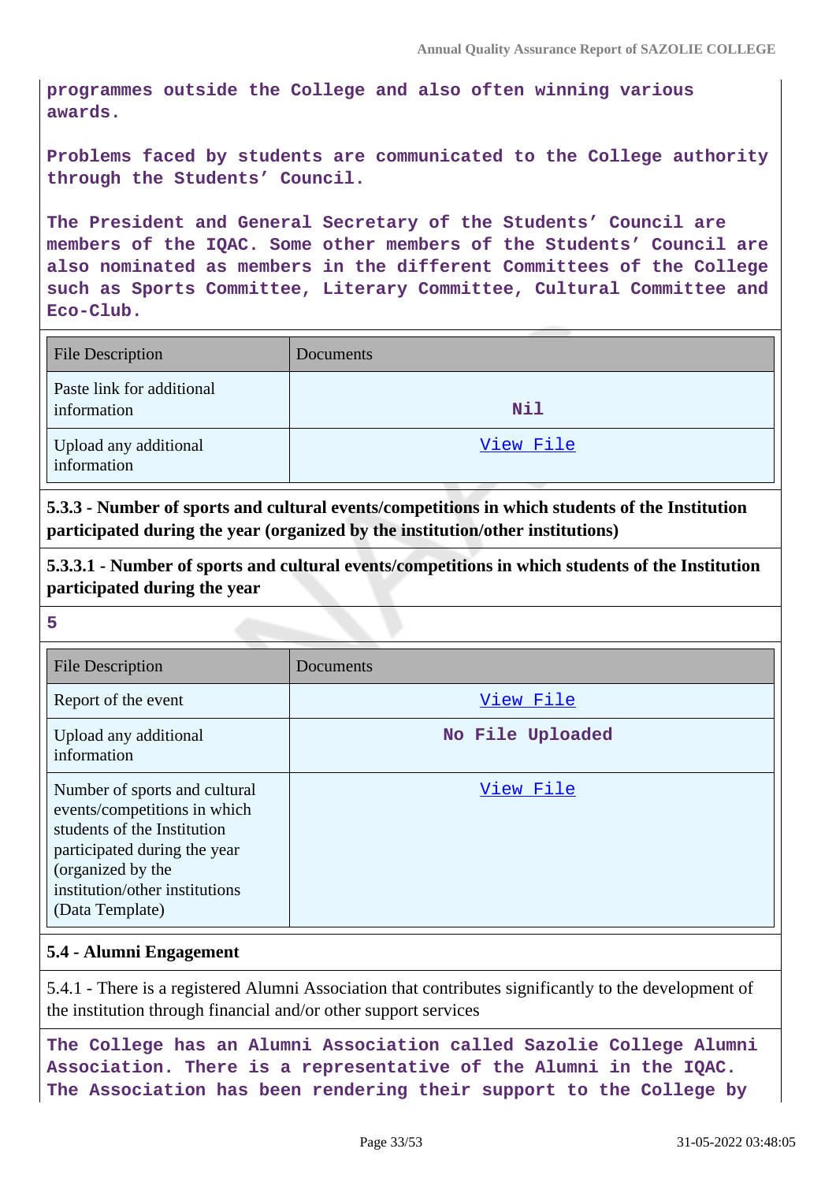**programmes outside the College and also often winning various awards.**

**Problems faced by students are communicated to the College authority through the Students' Council.**

**The President and General Secretary of the Students' Council are members of the IQAC. Some other members of the Students' Council are also nominated as members in the different Committees of the College such as Sports Committee, Literary Committee, Cultural Committee and Eco-Club.**

| File Description | Documents |
|---|---|
| Paste link for additional information | Nil |
| Upload any additional information | View File |

**5.3.3 - Number of sports and cultural events/competitions in which students of the Institution participated during the year (organized by the institution/other institutions)**

**5.3.3.1 - Number of sports and cultural events/competitions in which students of the Institution participated during the year**

**5**

| File Description | Documents |
|---|---|
| Report of the event | View File |
| Upload any additional information | No File Uploaded |
| Number of sports and cultural events/competitions in which students of the Institution participated during the year (organized by the institution/other institutions) (Data Template) | View File |

**5.4 - Alumni Engagement**

5.4.1 - There is a registered Alumni Association that contributes significantly to the development of the institution through financial and/or other support services

**The College has an Alumni Association called Sazolie College Alumni Association. There is a representative of the Alumni in the IQAC. The Association has been rendering their support to the College by**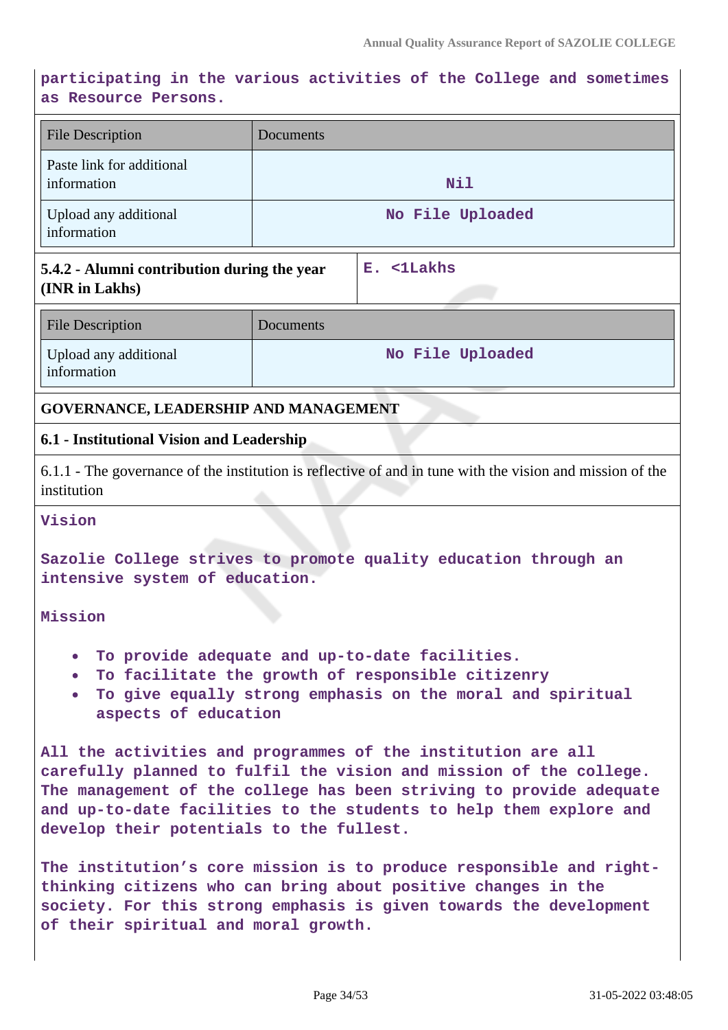participating in the various activities of the College and sometimes as Resource Persons.

| File Description | Documents |
|---|---|
| Paste link for additional information | Nil |
| Upload any additional information | No File Uploaded |

| 5.4.2 - Alumni contribution during the year (INR in Lakhs) | E. <1Lakhs |
|---|---|

| File Description | Documents |
|---|---|
| Upload any additional information | No File Uploaded |

**GOVERNANCE, LEADERSHIP AND MANAGEMENT**

**6.1 - Institutional Vision and Leadership**

6.1.1 - The governance of the institution is reflective of and in tune with the vision and mission of the institution

Vision

Sazolie College strives to promote quality education through an intensive system of education.

Mission

- To provide adequate and up-to-date facilities.
- To facilitate the growth of responsible citizenry
- To give equally strong emphasis on the moral and spiritual aspects of education

All the activities and programmes of the institution are all carefully planned to fulfil the vision and mission of the college. The management of the college has been striving to provide adequate and up-to-date facilities to the students to help them explore and develop their potentials to the fullest.

The institution's core mission is to produce responsible and right-thinking citizens who can bring about positive changes in the society. For this strong emphasis is given towards the development of their spiritual and moral growth.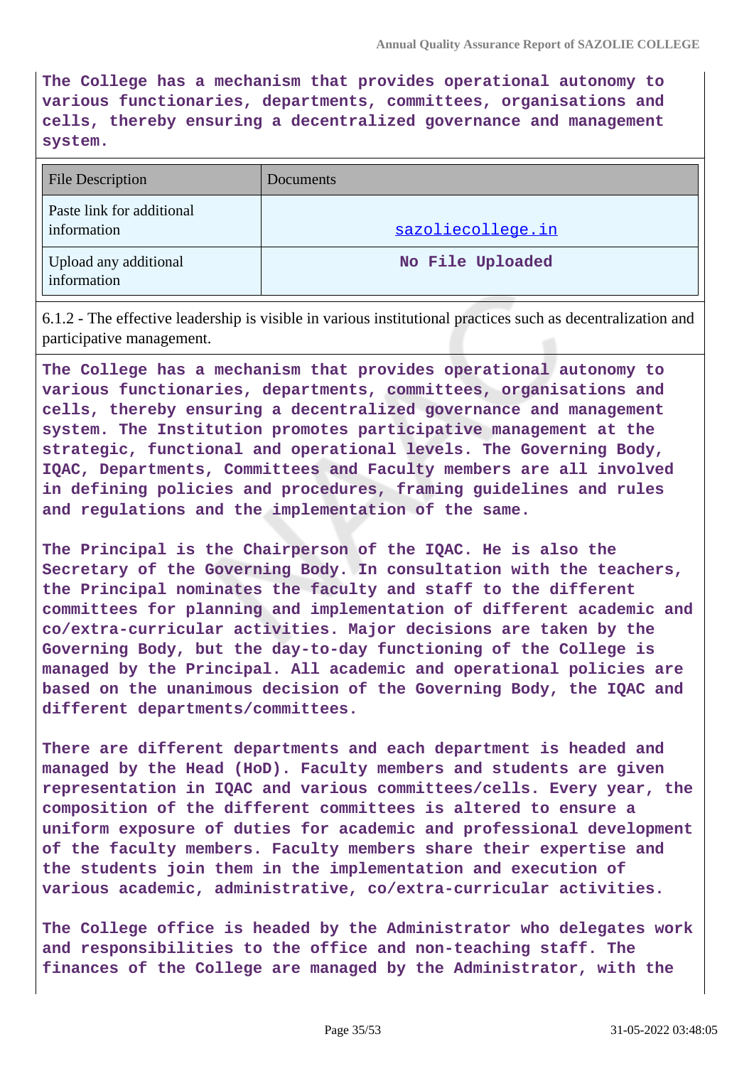**The College has a mechanism that provides operational autonomy to various functionaries, departments, committees, organisations and cells, thereby ensuring a decentralized governance and management system.**

| File Description | Documents |
|---|---|
| Paste link for additional information | sazoliecollege.in |
| Upload any additional information | No File Uploaded |

6.1.2 - The effective leadership is visible in various institutional practices such as decentralization and participative management.

**The College has a mechanism that provides operational autonomy to various functionaries, departments, committees, organisations and cells, thereby ensuring a decentralized governance and management system. The Institution promotes participative management at the strategic, functional and operational levels. The Governing Body, IQAC, Departments, Committees and Faculty members are all involved in defining policies and procedures, framing guidelines and rules and regulations and the implementation of the same.**

**The Principal is the Chairperson of the IQAC. He is also the Secretary of the Governing Body. In consultation with the teachers, the Principal nominates the faculty and staff to the different committees for planning and implementation of different academic and co/extra-curricular activities. Major decisions are taken by the Governing Body, but the day-to-day functioning of the College is managed by the Principal. All academic and operational policies are based on the unanimous decision of the Governing Body, the IQAC and different departments/committees.**

**There are different departments and each department is headed and managed by the Head (HoD). Faculty members and students are given representation in IQAC and various committees/cells. Every year, the composition of the different committees is altered to ensure a uniform exposure of duties for academic and professional development of the faculty members. Faculty members share their expertise and the students join them in the implementation and execution of various academic, administrative, co/extra-curricular activities.**

**The College office is headed by the Administrator who delegates work and responsibilities to the office and non-teaching staff. The finances of the College are managed by the Administrator, with the**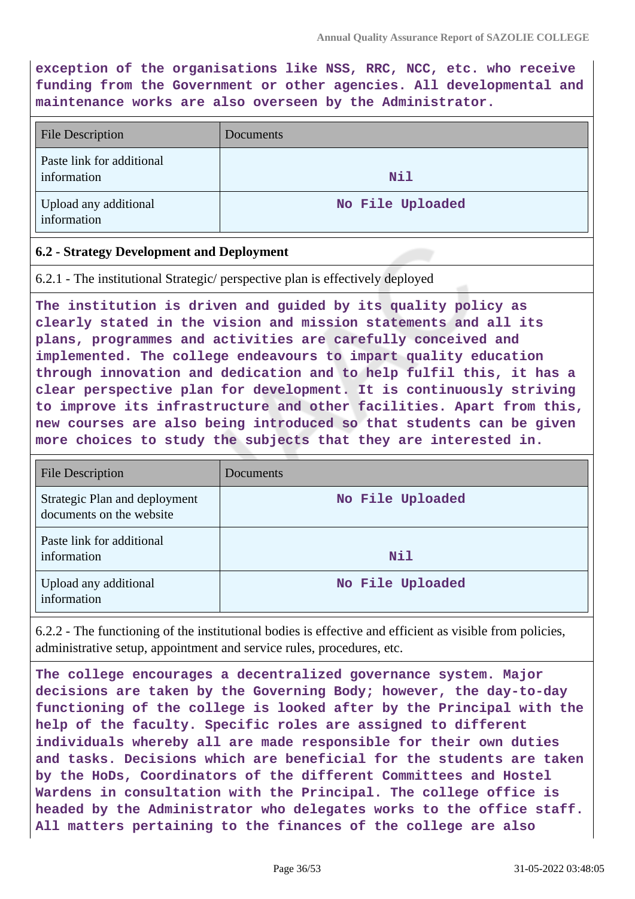**exception of the organisations like NSS, RRC, NCC, etc. who receive funding from the Government or other agencies. All developmental and maintenance works are also overseen by the Administrator.**

| File Description | Documents |
|---|---|
| Paste link for additional information | Nil |
| Upload any additional information | No File Uploaded |

**6.2 - Strategy Development and Deployment**

6.2.1 - The institutional Strategic/ perspective plan is effectively deployed

**The institution is driven and guided by its quality policy as clearly stated in the vision and mission statements and all its plans, programmes and activities are carefully conceived and implemented. The college endeavours to impart quality education through innovation and dedication and to help fulfil this, it has a clear perspective plan for development. It is continuously striving to improve its infrastructure and other facilities. Apart from this, new courses are also being introduced so that students can be given more choices to study the subjects that they are interested in.**

| File Description | Documents |
|---|---|
| Strategic Plan and deployment documents on the website | No File Uploaded |
| Paste link for additional information | Nil |
| Upload any additional information | No File Uploaded |

6.2.2 - The functioning of the institutional bodies is effective and efficient as visible from policies, administrative setup, appointment and service rules, procedures, etc.

**The college encourages a decentralized governance system. Major decisions are taken by the Governing Body; however, the day-to-day functioning of the college is looked after by the Principal with the help of the faculty. Specific roles are assigned to different individuals whereby all are made responsible for their own duties and tasks. Decisions which are beneficial for the students are taken by the HoDs, Coordinators of the different Committees and Hostel Wardens in consultation with the Principal. The college office is headed by the Administrator who delegates works to the office staff. All matters pertaining to the finances of the college are also**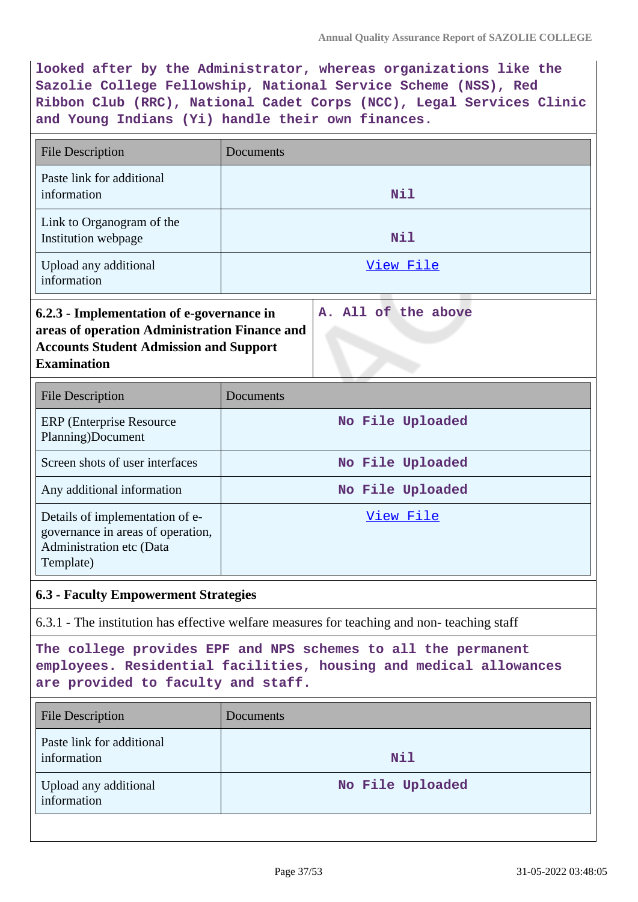**looked after by the Administrator, whereas organizations like the Sazolie College Fellowship, National Service Scheme (NSS), Red Ribbon Club (RRC), National Cadet Corps (NCC), Legal Services Clinic and Young Indians (Yi) handle their own finances.**

| File Description | Documents |
|---|---|
| Paste link for additional information | Nil |
| Link to Organogram of the Institution webpage | Nil |
| Upload any additional information | View File |

| **6.2.3 - Implementation of e-governance in areas of operation Administration Finance and Accounts Student Admission and Support Examination** | A. All of the above |
|---|---|

| File Description | Documents |
|---|---|
| ERP (Enterprise Resource Planning)Document | No File Uploaded |
| Screen shots of user interfaces | No File Uploaded |
| Any additional information | No File Uploaded |
| Details of implementation of e-governance in areas of operation, Administration etc (Data Template) | View File |

### 6.3 - Faculty Empowerment Strategies

6.3.1 - The institution has effective welfare measures for teaching and non- teaching staff

**The college provides EPF and NPS schemes to all the permanent employees. Residential facilities, housing and medical allowances are provided to faculty and staff.**

| File Description | Documents |
|---|---|
| Paste link for additional information | Nil |
| Upload any additional information | No File Uploaded |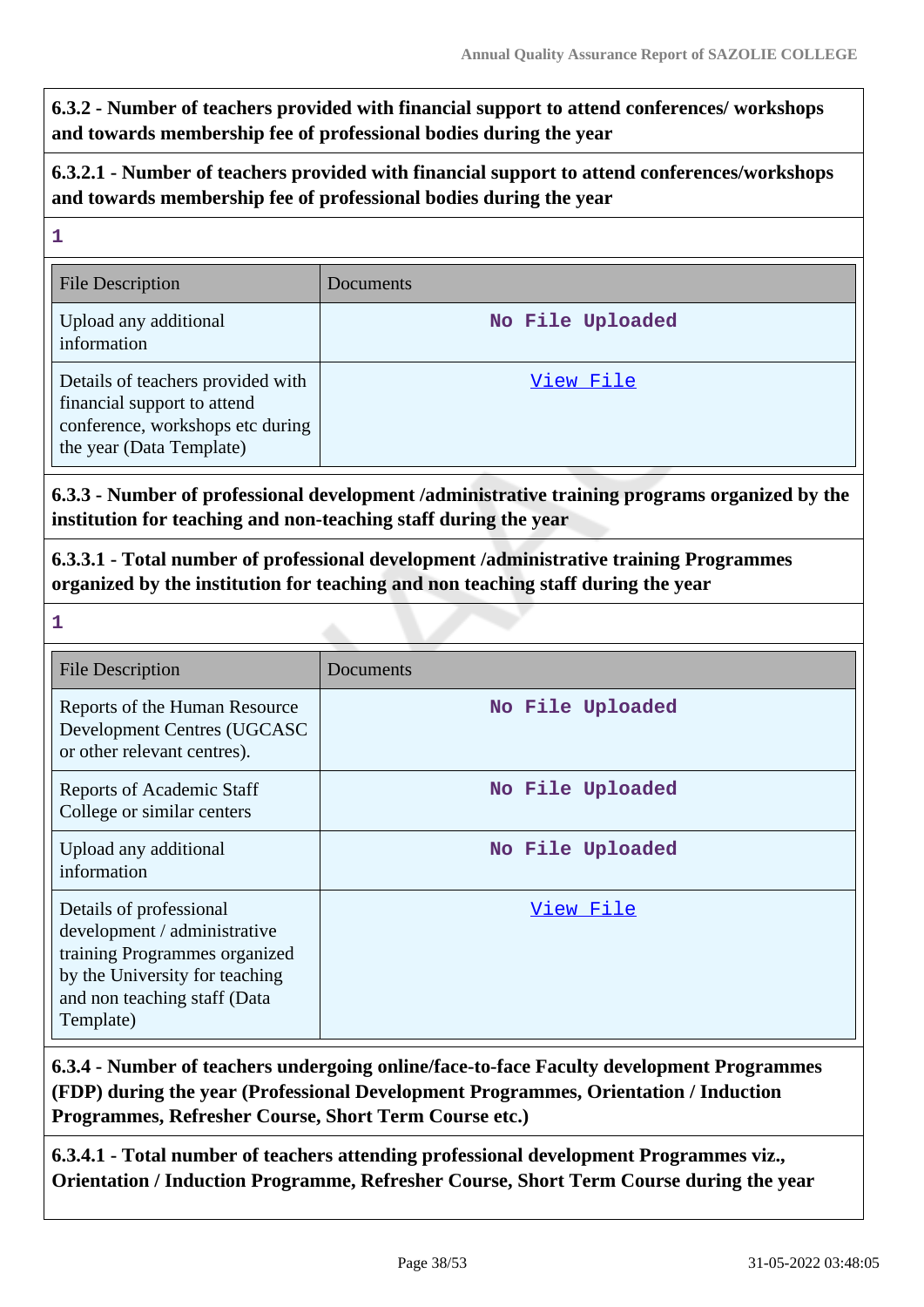**6.3.2 - Number of teachers provided with financial support to attend conferences/ workshops and towards membership fee of professional bodies during the year**

**6.3.2.1 - Number of teachers provided with financial support to attend conferences/workshops and towards membership fee of professional bodies during the year**

**1**

| File Description | Documents |
|---|---|
| Upload any additional information | No File Uploaded |
| Details of teachers provided with financial support to attend conference, workshops etc during the year (Data Template) | View File |

**6.3.3 - Number of professional development /administrative training programs organized by the institution for teaching and non-teaching staff during the year**

**6.3.3.1 - Total number of professional development /administrative training Programmes organized by the institution for teaching and non teaching staff during the year**

**1**

| File Description | Documents |
|---|---|
| Reports of the Human Resource Development Centres (UGCASC or other relevant centres). | No File Uploaded |
| Reports of Academic Staff College or similar centers | No File Uploaded |
| Upload any additional information | No File Uploaded |
| Details of professional development / administrative training Programmes organized by the University for teaching and non teaching staff (Data Template) | View File |

**6.3.4 - Number of teachers undergoing online/face-to-face Faculty development Programmes (FDP) during the year (Professional Development Programmes, Orientation / Induction Programmes, Refresher Course, Short Term Course etc.)**

**6.3.4.1 - Total number of teachers attending professional development Programmes viz., Orientation / Induction Programme, Refresher Course, Short Term Course during the year**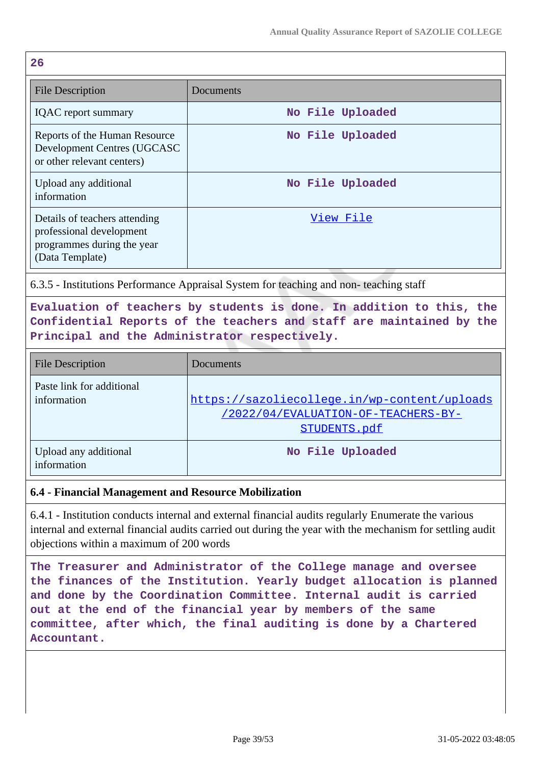**26**

| File Description | Documents |
|---|---|
| IQAC report summary | No File Uploaded |
| Reports of the Human Resource Development Centres (UGCASC or other relevant centers) | No File Uploaded |
| Upload any additional information | No File Uploaded |
| Details of teachers attending professional development programmes during the year (Data Template) | View File |

6.3.5 - Institutions Performance Appraisal System for teaching and non- teaching staff

**Evaluation of teachers by students is done. In addition to this, the Confidential Reports of the teachers and staff are maintained by the Principal and the Administrator respectively.**

| File Description | Documents |
|---|---|
| Paste link for additional information | https://sazoliecollege.in/wp-content/uploads/2022/04/EVALUATION-OF-TEACHERS-BY-STUDENTS.pdf |
| Upload any additional information | No File Uploaded |

### 6.4 - Financial Management and Resource Mobilization

6.4.1 - Institution conducts internal and external financial audits regularly Enumerate the various internal and external financial audits carried out during the year with the mechanism for settling audit objections within a maximum of 200 words

**The Treasurer and Administrator of the College manage and oversee the finances of the Institution. Yearly budget allocation is planned and done by the Coordination Committee. Internal audit is carried out at the end of the financial year by members of the same committee, after which, the final auditing is done by a Chartered Accountant.**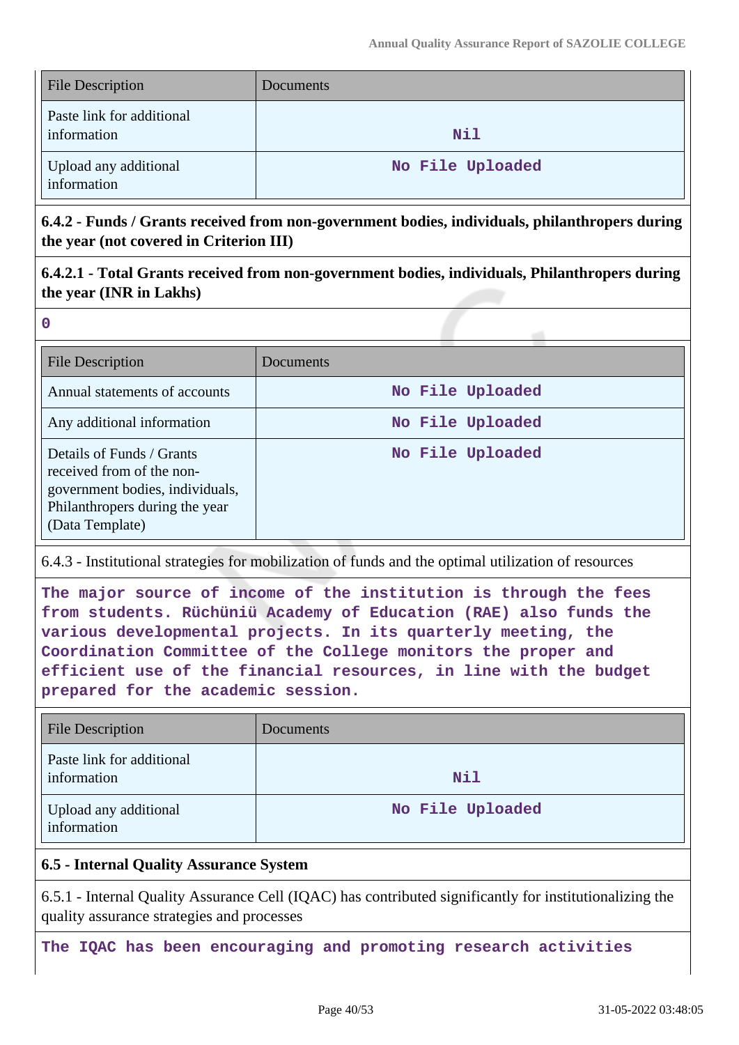| File Description | Documents |
|---|---|
| Paste link for additional information | Nil |
| Upload any additional information | No File Uploaded |

**6.4.2 - Funds / Grants received from non-government bodies, individuals, philanthropers during the year (not covered in Criterion III)**

**6.4.2.1 - Total Grants received from non-government bodies, individuals, Philanthropers during the year (INR in Lakhs)**

0

| File Description | Documents |
|---|---|
| Annual statements of accounts | No File Uploaded |
| Any additional information | No File Uploaded |
| Details of Funds / Grants received from of the non-government bodies, individuals, Philanthropers during the year (Data Template) | No File Uploaded |

6.4.3 - Institutional strategies for mobilization of funds and the optimal utilization of resources

The major source of income of the institution is through the fees from students. Rüchüniü Academy of Education (RAE) also funds the various developmental projects. In its quarterly meeting, the Coordination Committee of the College monitors the proper and efficient use of the financial resources, in line with the budget prepared for the academic session.

| File Description | Documents |
|---|---|
| Paste link for additional information | Nil |
| Upload any additional information | No File Uploaded |

**6.5 - Internal Quality Assurance System**

6.5.1 - Internal Quality Assurance Cell (IQAC) has contributed significantly for institutionalizing the quality assurance strategies and processes

The IQAC has been encouraging and promoting research activities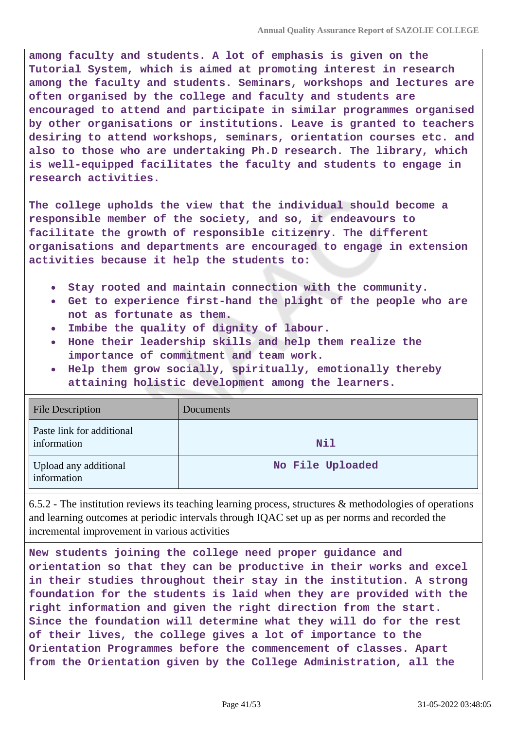**among faculty and students. A lot of emphasis is given on the Tutorial System, which is aimed at promoting interest in research among the faculty and students. Seminars, workshops and lectures are often organised by the college and faculty and students are encouraged to attend and participate in similar programmes organised by other organisations or institutions. Leave is granted to teachers desiring to attend workshops, seminars, orientation courses etc. and also to those who are undertaking Ph.D research. The library, which is well-equipped facilitates the faculty and students to engage in research activities.**

**The college upholds the view that the individual should become a responsible member of the society, and so, it endeavours to facilitate the growth of responsible citizenry. The different organisations and departments are encouraged to engage in extension activities because it help the students to:**

- **Stay rooted and maintain connection with the community.**
- **Get to experience first-hand the plight of the people who are not as fortunate as them.**
- **Imbibe the quality of dignity of labour.**
- **Hone their leadership skills and help them realize the importance of commitment and team work.**
- **Help them grow socially, spiritually, emotionally thereby attaining holistic development among the learners.**

| File Description | Documents |
|---|---|
| Paste link for additional information | **Nil** |
| Upload any additional information | **No File Uploaded** |

6.5.2 - The institution reviews its teaching learning process, structures & methodologies of operations and learning outcomes at periodic intervals through IQAC set up as per norms and recorded the incremental improvement in various activities

**New students joining the college need proper guidance and orientation so that they can be productive in their works and excel in their studies throughout their stay in the institution. A strong foundation for the students is laid when they are provided with the right information and given the right direction from the start. Since the foundation will determine what they will do for the rest of their lives, the college gives a lot of importance to the Orientation Programmes before the commencement of classes. Apart from the Orientation given by the College Administration, all the**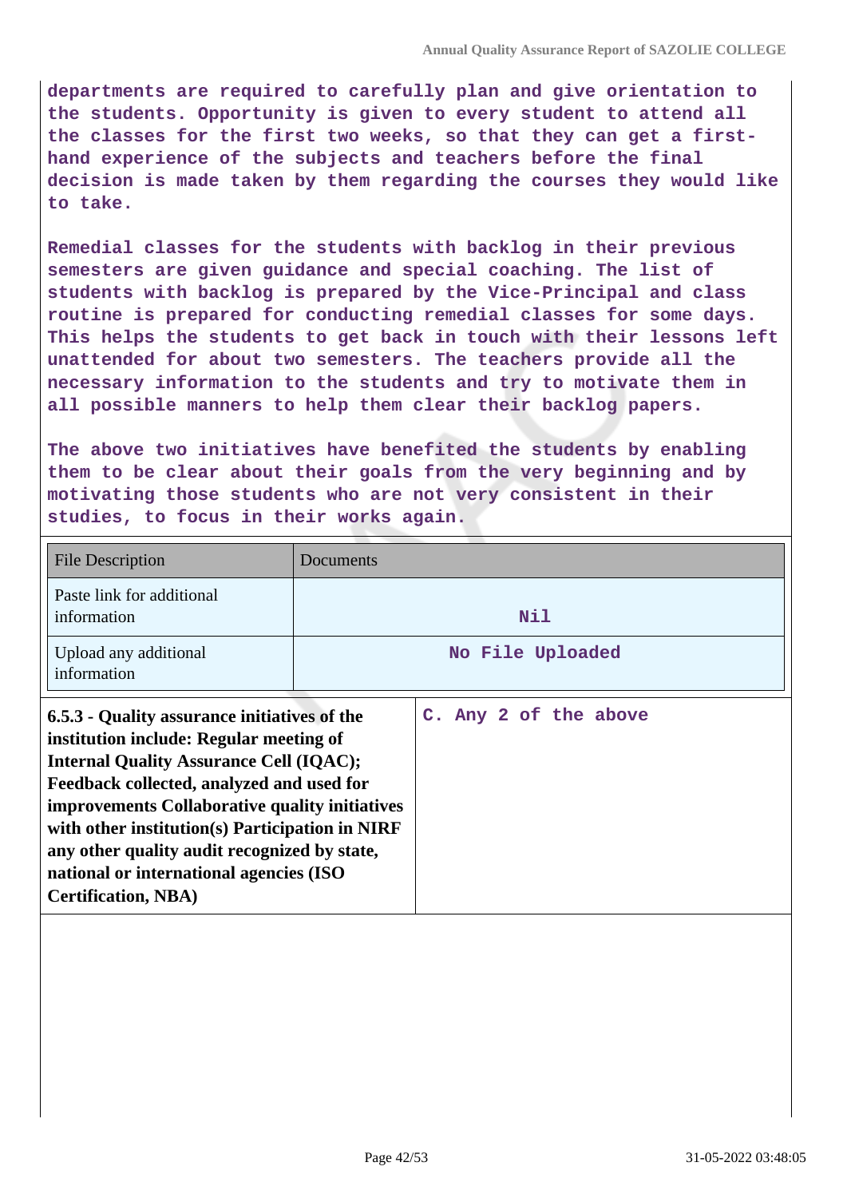departments are required to carefully plan and give orientation to the students. Opportunity is given to every student to attend all the classes for the first two weeks, so that they can get a first-hand experience of the subjects and teachers before the final decision is made taken by them regarding the courses they would like to take.

Remedial classes for the students with backlog in their previous semesters are given guidance and special coaching. The list of students with backlog is prepared by the Vice-Principal and class routine is prepared for conducting remedial classes for some days. This helps the students to get back in touch with their lessons left unattended for about two semesters. The teachers provide all the necessary information to the students and try to motivate them in all possible manners to help them clear their backlog papers.

The above two initiatives have benefited the students by enabling them to be clear about their goals from the very beginning and by motivating those students who are not very consistent in their studies, to focus in their works again.

| File Description | Documents |
| --- | --- |
| Paste link for additional information | Nil |
| Upload any additional information | No File Uploaded |

| **6.5.3 - Quality assurance initiatives of the institution include: Regular meeting of Internal Quality Assurance Cell (IQAC); Feedback collected, analyzed and used for improvements Collaborative quality initiatives with other institution(s) Participation in NIRF any other quality audit recognized by state, national or international agencies (ISO Certification, NBA)** | C. Any 2 of the above |
| --- | --- |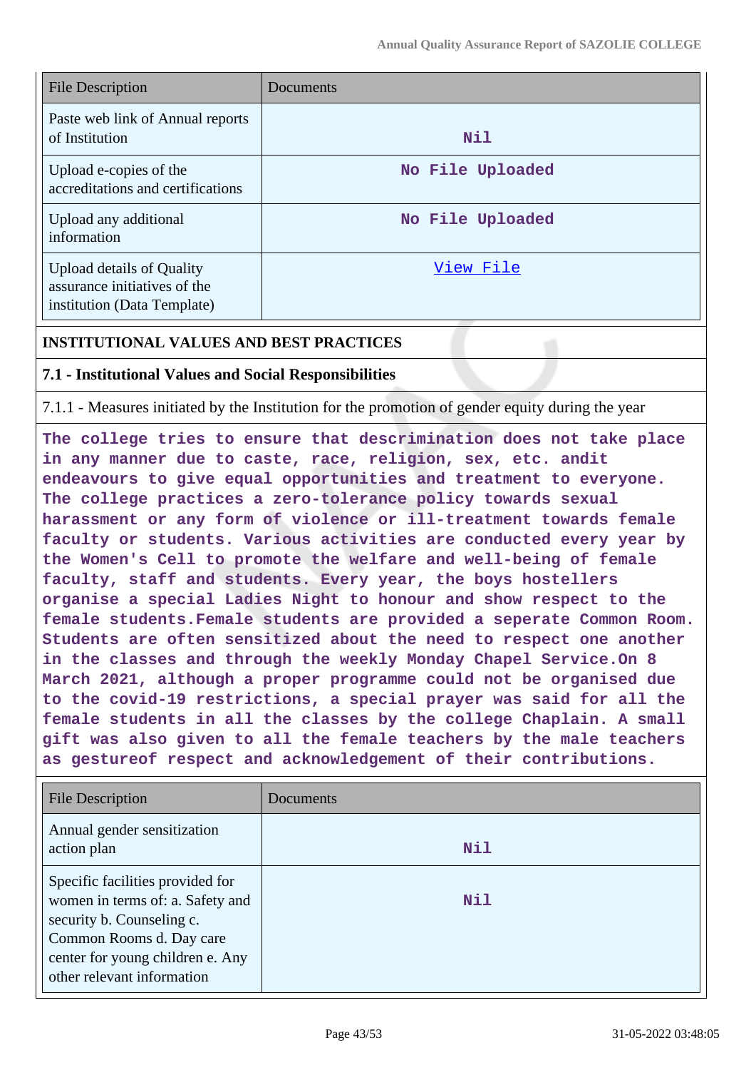| File Description | Documents |
|---|---|
| Paste web link of Annual reports of Institution | Nil |
| Upload e-copies of the accreditations and certifications | No File Uploaded |
| Upload any additional information | No File Uploaded |
| Upload details of Quality assurance initiatives of the institution (Data Template) | View File |

**INSTITUTIONAL VALUES AND BEST PRACTICES**

**7.1 - Institutional Values and Social Responsibilities**

7.1.1 - Measures initiated by the Institution for the promotion of gender equity during the year

The college tries to ensure that descrimination does not take place in any manner due to caste, race, religion, sex, etc. andit endeavours to give equal opportunities and treatment to everyone. The college practices a zero-tolerance policy towards sexual harassment or any form of violence or ill-treatment towards female faculty or students. Various activities are conducted every year by the Women's Cell to promote the welfare and well-being of female faculty, staff and students. Every year, the boys hostellers organise a special Ladies Night to honour and show respect to the female students.Female students are provided a seperate Common Room. Students are often sensitized about the need to respect one another in the classes and through the weekly Monday Chapel Service.On 8 March 2021, although a proper programme could not be organised due to the covid-19 restrictions, a special prayer was said for all the female students in all the classes by the college Chaplain. A small gift was also given to all the female teachers by the male teachers as gestureof respect and acknowledgement of their contributions.

| File Description | Documents |
|---|---|
| Annual gender sensitization action plan | Nil |
| Specific facilities provided for women in terms of: a. Safety and security b. Counseling c. Common Rooms d. Day care center for young children e. Any other relevant information | Nil |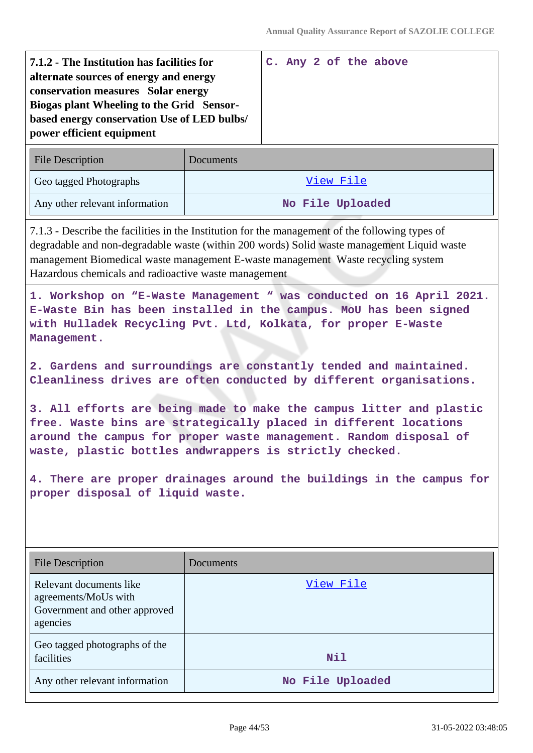| **7.1.2 - The Institution has facilities for alternate sources of energy and energy conservation measures Solar energy Biogas plant Wheeling to the Grid Sensor-based energy conservation Use of LED bulbs/ power efficient equipment** | C. Any 2 of the above |
|---|---|

| File Description | Documents |
|---|---|
| Geo tagged Photographs | View File |
| Any other relevant information | No File Uploaded |

7.1.3 - Describe the facilities in the Institution for the management of the following types of degradable and non-degradable waste (within 200 words) Solid waste management Liquid waste management Biomedical waste management E-waste management Waste recycling system Hazardous chemicals and radioactive waste management

1. Workshop on “E-Waste Management “ was conducted on 16 April 2021. E-Waste Bin has been installed in the campus. MoU has been signed with Hulladek Recycling Pvt. Ltd, Kolkata, for proper E-Waste Management.

2. Gardens and surroundings are constantly tended and maintained. Cleanliness drives are often conducted by different organisations.

3. All efforts are being made to make the campus litter and plastic free. Waste bins are strategically placed in different locations around the campus for proper waste management. Random disposal of waste, plastic bottles andwrappers is strictly checked.

4. There are proper drainages around the buildings in the campus for proper disposal of liquid waste.

| File Description | Documents |
|---|---|
| Relevant documents like agreements/MoUs with Government and other approved agencies | View File |
| Geo tagged photographs of the facilities | Nil |
| Any other relevant information | No File Uploaded |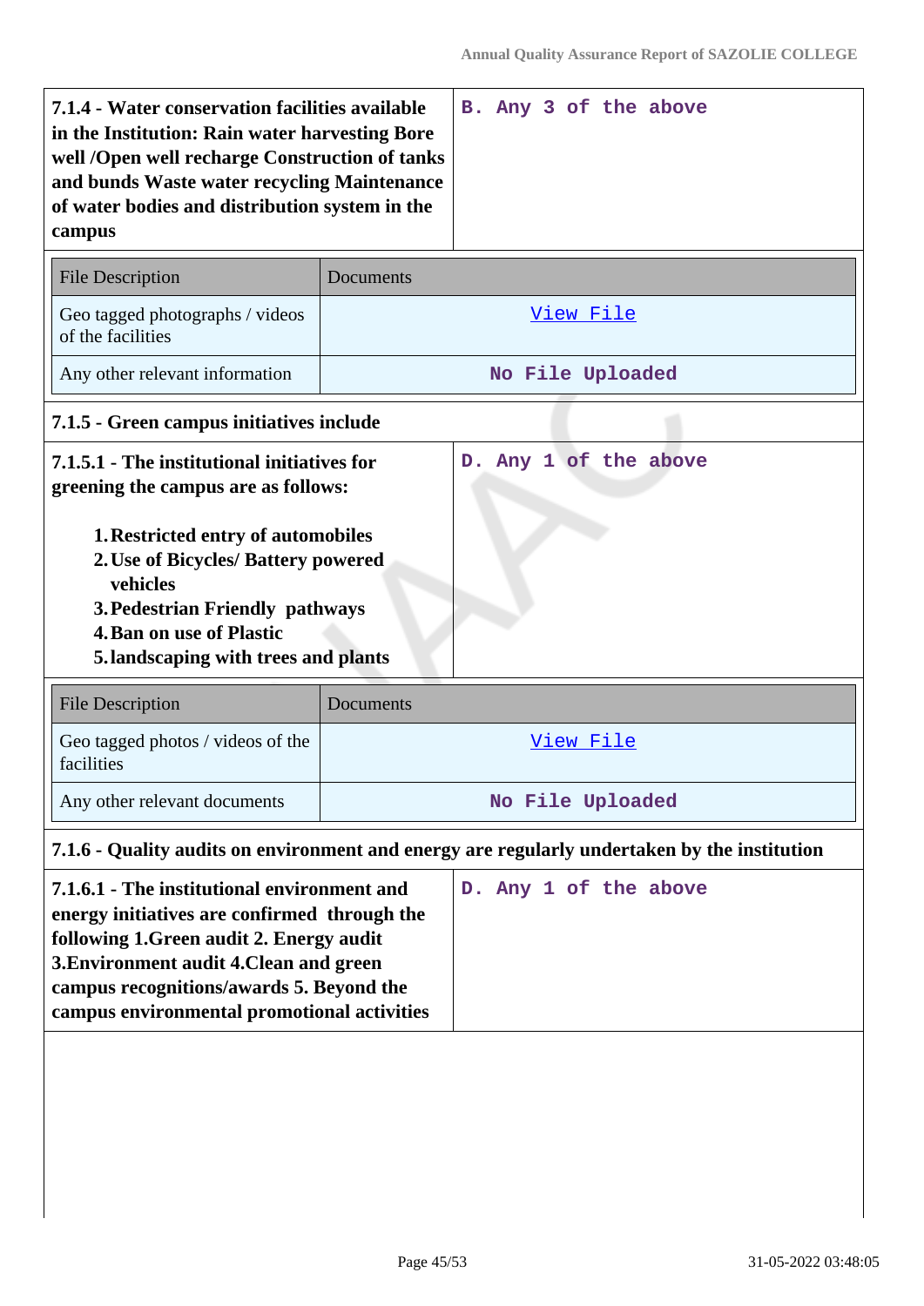| **7.1.4 - Water conservation facilities available in the Institution: Rain water harvesting Bore well /Open well recharge Construction of tanks and bunds Waste water recycling Maintenance of water bodies and distribution system in the campus** | B. Any 3 of the above |
|---|---|

| File Description | Documents |
|---|---|
| Geo tagged photographs / videos of the facilities | View File |
| Any other relevant information | No File Uploaded |

**7.1.5 - Green campus initiatives include**

| **7.1.5.1 - The institutional initiatives for greening the campus are as follows:**<br><br>1. **Restricted entry of automobiles**<br>2. **Use of Bicycles/ Battery powered vehicles**<br>3. **Pedestrian Friendly pathways**<br>4. **Ban on use of Plastic**<br>5. **landscaping with trees and plants** | D. Any 1 of the above |
|---|---|

| File Description | Documents |
|---|---|
| Geo tagged photos / videos of the facilities | View File |
| Any other relevant documents | No File Uploaded |

**7.1.6 - Quality audits on environment and energy are regularly undertaken by the institution**

| **7.1.6.1 - The institutional environment and energy initiatives are confirmed through the following 1.Green audit 2. Energy audit 3.Environment audit 4.Clean and green campus recognitions/awards 5. Beyond the campus environmental promotional activities** | D. Any 1 of the above |
|---|---|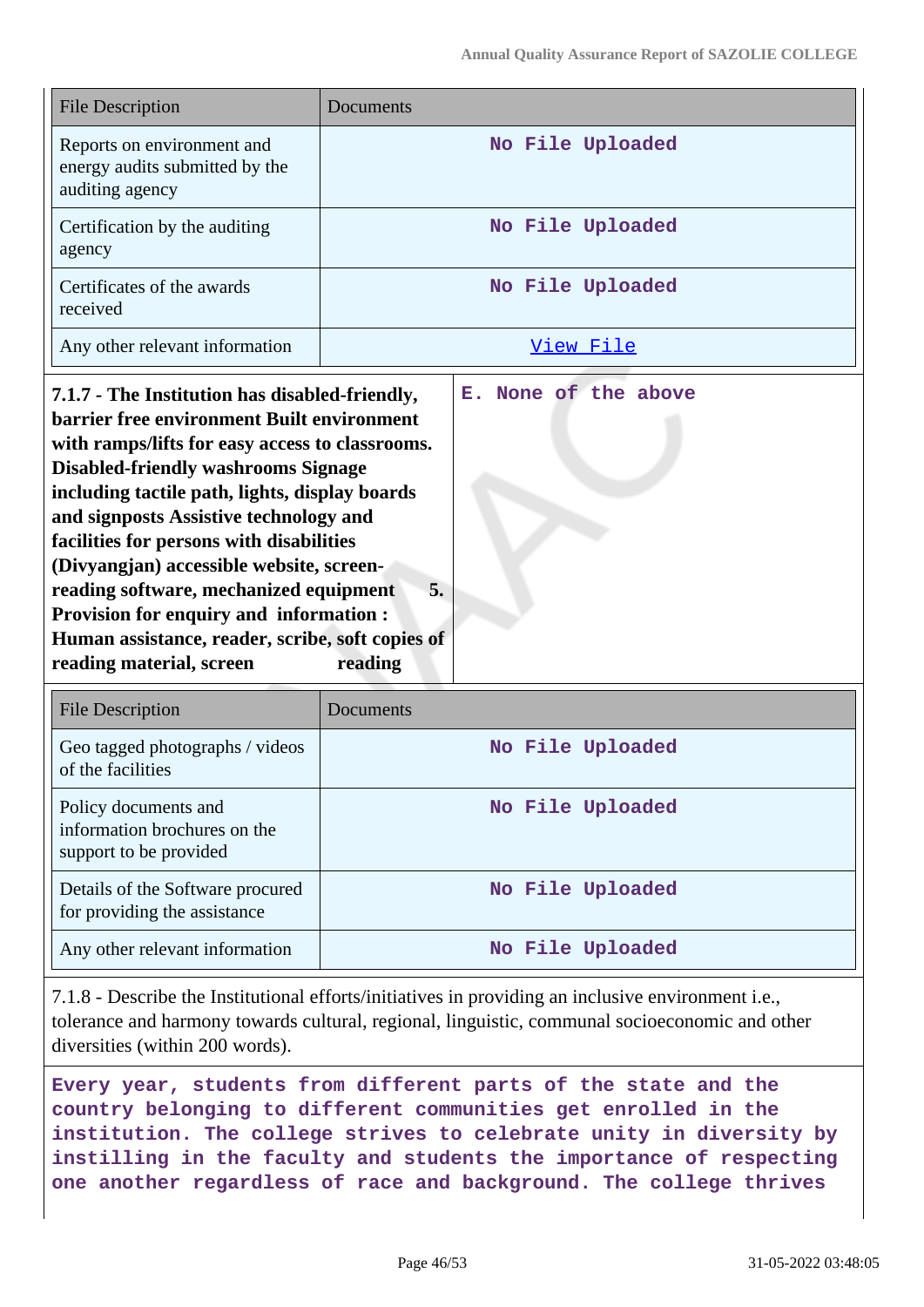| File Description | Documents |
|---|---|
| Reports on environment and energy audits submitted by the auditing agency | No File Uploaded |
| Certification by the auditing agency | No File Uploaded |
| Certificates of the awards received | No File Uploaded |
| Any other relevant information | View File |

| | |
|---|---|
| **7.1.7 - The Institution has disabled-friendly, barrier free environment Built environment with ramps/lifts for easy access to classrooms. Disabled-friendly washrooms Signage including tactile path, lights, display boards and signposts Assistive technology and facilities for persons with disabilities (Divyangjan) accessible website, screen-reading software, mechanized equipment 5. Provision for enquiry and information : Human assistance, reader, scribe, soft copies of reading material, screen reading** | E. None of the above |

| File Description | Documents |
|---|---|
| Geo tagged photographs / videos of the facilities | No File Uploaded |
| Policy documents and information brochures on the support to be provided | No File Uploaded |
| Details of the Software procured for providing the assistance | No File Uploaded |
| Any other relevant information | No File Uploaded |

7.1.8 - Describe the Institutional efforts/initiatives in providing an inclusive environment i.e., tolerance and harmony towards cultural, regional, linguistic, communal socioeconomic and other diversities (within 200 words).

**Every year, students from different parts of the state and the country belonging to different communities get enrolled in the institution. The college strives to celebrate unity in diversity by instilling in the faculty and students the importance of respecting one another regardless of race and background. The college thrives**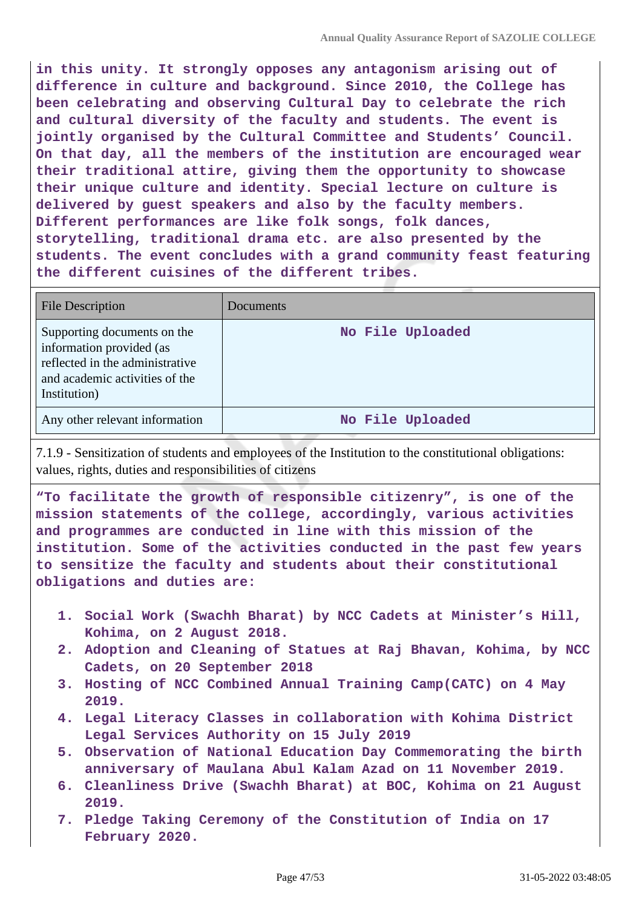**in this unity. It strongly opposes any antagonism arising out of difference in culture and background. Since 2010, the College has been celebrating and observing Cultural Day to celebrate the rich and cultural diversity of the faculty and students. The event is jointly organised by the Cultural Committee and Students' Council. On that day, all the members of the institution are encouraged wear their traditional attire, giving them the opportunity to showcase their unique culture and identity. Special lecture on culture is delivered by guest speakers and also by the faculty members. Different performances are like folk songs, folk dances, storytelling, traditional drama etc. are also presented by the students. The event concludes with a grand community feast featuring the different cuisines of the different tribes.**

| File Description | Documents |
|---|---|
| Supporting documents on the information provided (as reflected in the administrative and academic activities of the Institution) | No File Uploaded |
| Any other relevant information | No File Uploaded |

7.1.9 - Sensitization of students and employees of the Institution to the constitutional obligations: values, rights, duties and responsibilities of citizens

**"To facilitate the growth of responsible citizenry", is one of the mission statements of the college, accordingly, various activities and programmes are conducted in line with this mission of the institution. Some of the activities conducted in the past few years to sensitize the faculty and students about their constitutional obligations and duties are:**

1. **Social Work (Swachh Bharat) by NCC Cadets at Minister's Hill, Kohima, on 2 August 2018.**
2. **Adoption and Cleaning of Statues at Raj Bhavan, Kohima, by NCC Cadets, on 20 September 2018**
3. **Hosting of NCC Combined Annual Training Camp(CATC) on 4 May 2019.**
4. **Legal Literacy Classes in collaboration with Kohima District Legal Services Authority on 15 July 2019**
5. **Observation of National Education Day Commemorating the birth anniversary of Maulana Abul Kalam Azad on 11 November 2019.**
6. **Cleanliness Drive (Swachh Bharat) at BOC, Kohima on 21 August 2019.**
7. **Pledge Taking Ceremony of the Constitution of India on 17 February 2020.**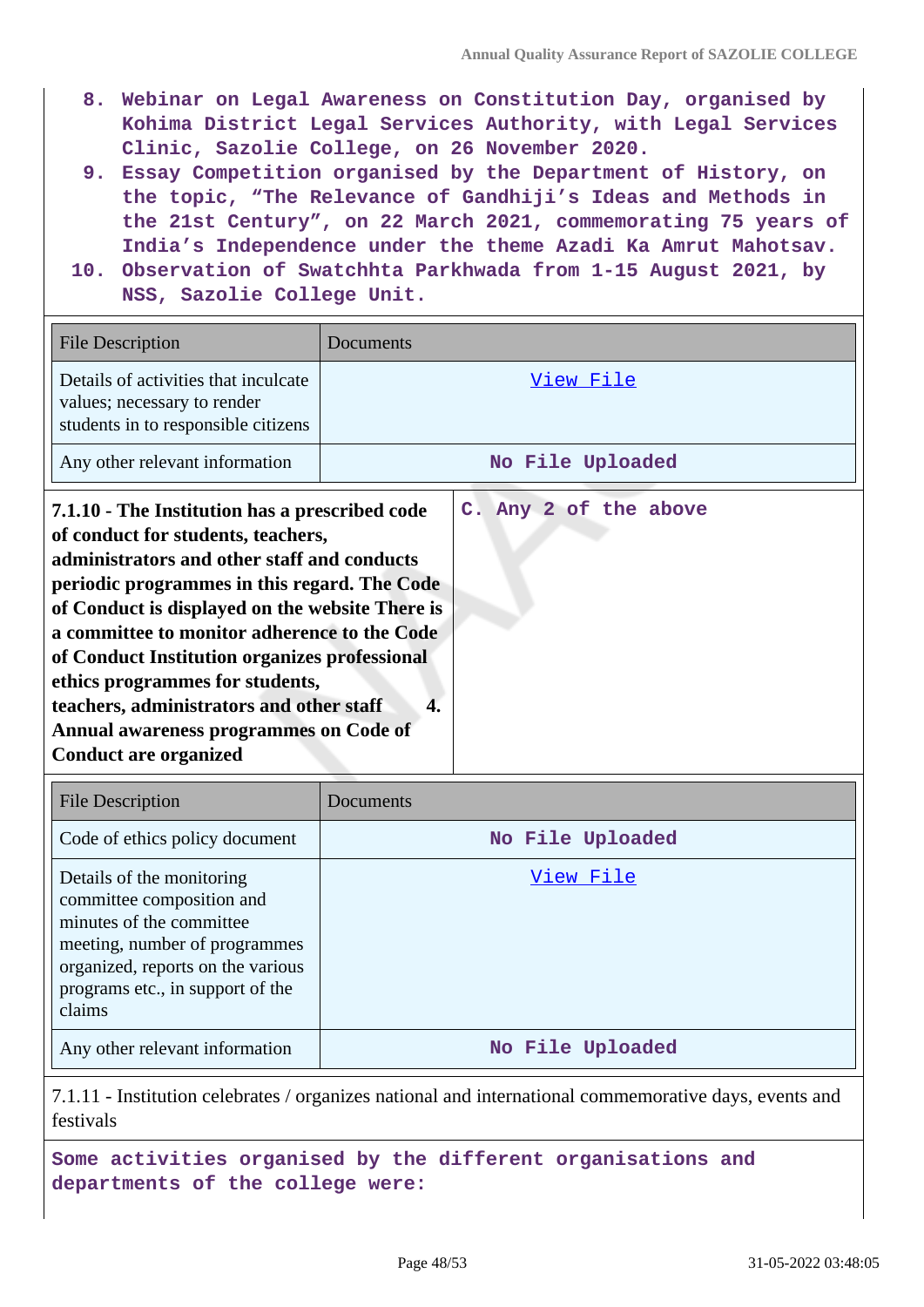8. **Webinar on Legal Awareness on Constitution Day, organised by Kohima District Legal Services Authority, with Legal Services Clinic, Sazolie College, on 26 November 2020.**
9. **Essay Competition organised by the Department of History, on the topic, "The Relevance of Gandhiji's Ideas and Methods in the 21st Century", on 22 March 2021, commemorating 75 years of India's Independence under the theme Azadi Ka Amrut Mahotsav.**
10. **Observation of Swatchhta Parkhwada from 1-15 August 2021, by NSS, Sazolie College Unit.**

| File Description | Documents |
|---|---|
| Details of activities that inculcate values; necessary to render students in to responsible citizens | View File |
| Any other relevant information | No File Uploaded |

| **7.1.10 - The Institution has a prescribed code of conduct for students, teachers, administrators and other staff and conducts periodic programmes in this regard. The Code of Conduct is displayed on the website There is a committee to monitor adherence to the Code of Conduct Institution organizes professional ethics programmes for students, teachers, administrators and other staff 4. Annual awareness programmes on Code of Conduct are organized** | **C. Any 2 of the above** |
|---|---|

| File Description | Documents |
|---|---|
| Code of ethics policy document | No File Uploaded |
| Details of the monitoring committee composition and minutes of the committee meeting, number of programmes organized, reports on the various programs etc., in support of the claims | View File |
| Any other relevant information | No File Uploaded |

7.1.11 - Institution celebrates / organizes national and international commemorative days, events and festivals

**Some activities organised by the different organisations and departments of the college were:**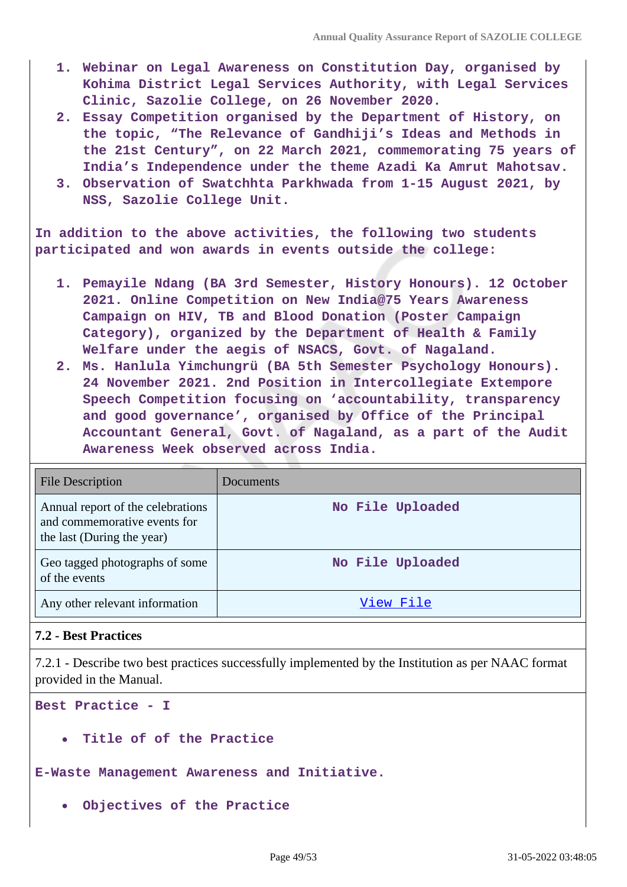1. Webinar on Legal Awareness on Constitution Day, organised by Kohima District Legal Services Authority, with Legal Services Clinic, Sazolie College, on 26 November 2020.
2. Essay Competition organised by the Department of History, on the topic, "The Relevance of Gandhiji's Ideas and Methods in the 21st Century", on 22 March 2021, commemorating 75 years of India's Independence under the theme Azadi Ka Amrut Mahotsav.
3. Observation of Swatchhta Parkhwada from 1-15 August 2021, by NSS, Sazolie College Unit.

In addition to the above activities, the following two students participated and won awards in events outside the college:

1. Pemayile Ndang (BA 3rd Semester, History Honours). 12 October 2021. Online Competition on New India@75 Years Awareness Campaign on HIV, TB and Blood Donation (Poster Campaign Category), organized by the Department of Health & Family Welfare under the aegis of NSACS, Govt. of Nagaland.
2. Ms. Hanlula Yimchungrü (BA 5th Semester Psychology Honours). 24 November 2021. 2nd Position in Intercollegiate Extempore Speech Competition focusing on 'accountability, transparency and good governance', organised by Office of the Principal Accountant General, Govt. of Nagaland, as a part of the Audit Awareness Week observed across India.

| File Description | Documents |
|---|---|
| Annual report of the celebrations and commemorative events for the last (During the year) | No File Uploaded |
| Geo tagged photographs of some of the events | No File Uploaded |
| Any other relevant information | View File |

**7.2 - Best Practices**

7.2.1 - Describe two best practices successfully implemented by the Institution as per NAAC format provided in the Manual.

**Best Practice - I**

- **Title of of the Practice**

**E-Waste Management Awareness and Initiative.**

- **Objectives of the Practice**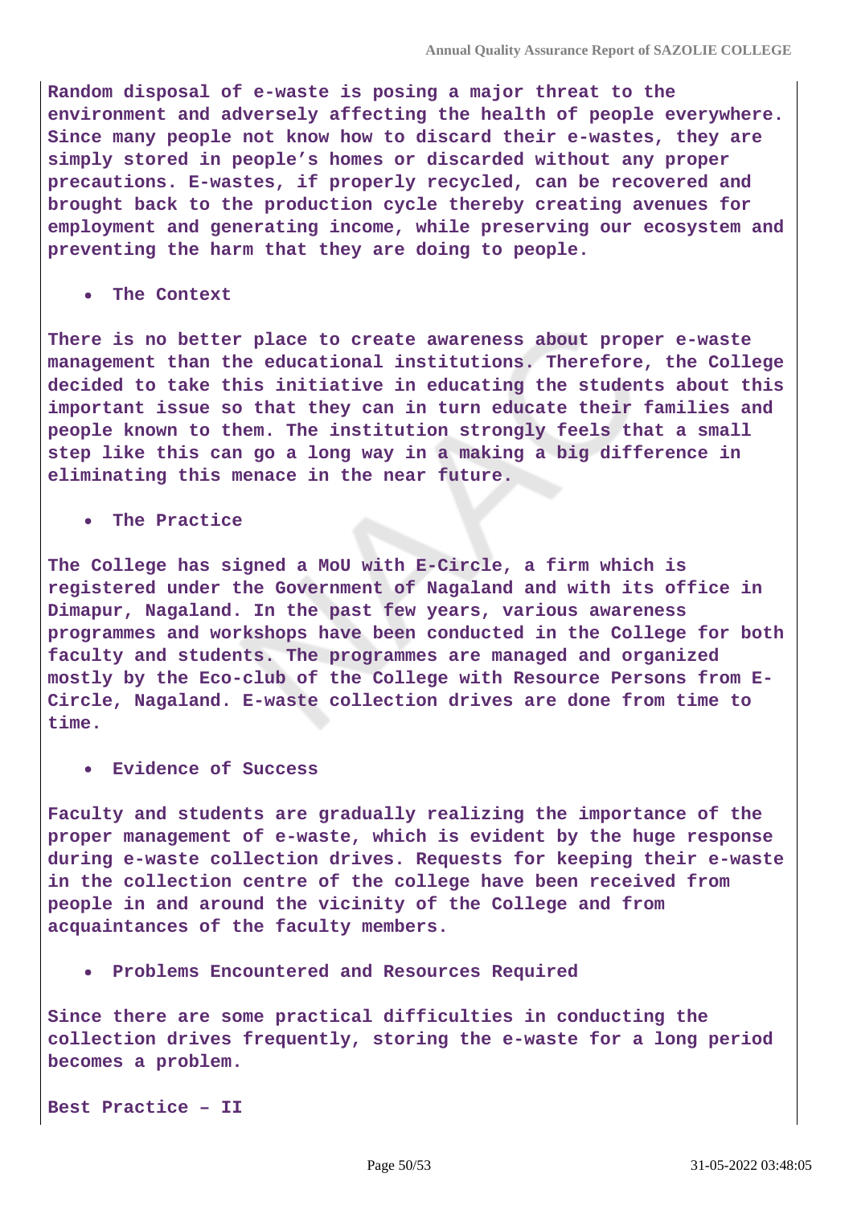**Random disposal of e-waste is posing a major threat to the environment and adversely affecting the health of people everywhere. Since many people not know how to discard their e-wastes, they are simply stored in people's homes or discarded without any proper precautions. E-wastes, if properly recycled, can be recovered and brought back to the production cycle thereby creating avenues for employment and generating income, while preserving our ecosystem and preventing the harm that they are doing to people.**

- **The Context**

**There is no better place to create awareness about proper e-waste management than the educational institutions. Therefore, the College decided to take this initiative in educating the students about this important issue so that they can in turn educate their families and people known to them. The institution strongly feels that a small step like this can go a long way in a making a big difference in eliminating this menace in the near future.**

- **The Practice**

**The College has signed a MoU with E-Circle, a firm which is registered under the Government of Nagaland and with its office in Dimapur, Nagaland. In the past few years, various awareness programmes and workshops have been conducted in the College for both faculty and students. The programmes are managed and organized mostly by the Eco-club of the College with Resource Persons from E-Circle, Nagaland. E-waste collection drives are done from time to time.**

- **Evidence of Success**

**Faculty and students are gradually realizing the importance of the proper management of e-waste, which is evident by the huge response during e-waste collection drives. Requests for keeping their e-waste in the collection centre of the college have been received from people in and around the vicinity of the College and from acquaintances of the faculty members.**

- **Problems Encountered and Resources Required**

**Since there are some practical difficulties in conducting the collection drives frequently, storing the e-waste for a long period becomes a problem.**

**Best Practice – II**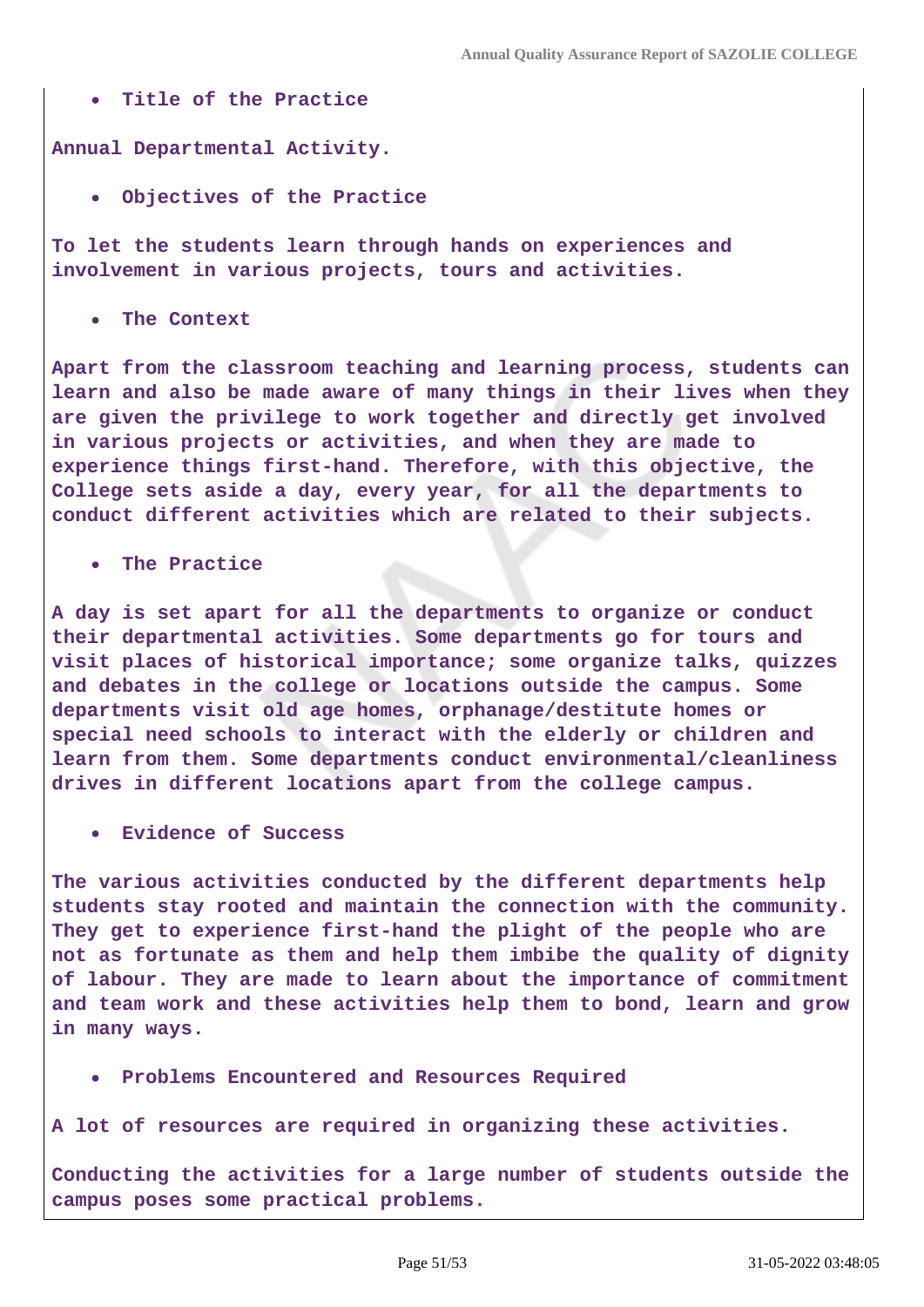- **Title of the Practice**

**Annual Departmental Activity.**

- **Objectives of the Practice**

**To let the students learn through hands on experiences and involvement in various projects, tours and activities.**

- **The Context**

**Apart from the classroom teaching and learning process, students can learn and also be made aware of many things in their lives when they are given the privilege to work together and directly get involved in various projects or activities, and when they are made to experience things first-hand. Therefore, with this objective, the College sets aside a day, every year, for all the departments to conduct different activities which are related to their subjects.**

- **The Practice**

**A day is set apart for all the departments to organize or conduct their departmental activities. Some departments go for tours and visit places of historical importance; some organize talks, quizzes and debates in the college or locations outside the campus. Some departments visit old age homes, orphanage/destitute homes or special need schools to interact with the elderly or children and learn from them. Some departments conduct environmental/cleanliness drives in different locations apart from the college campus.**

- **Evidence of Success**

**The various activities conducted by the different departments help students stay rooted and maintain the connection with the community. They get to experience first-hand the plight of the people who are not as fortunate as them and help them imbibe the quality of dignity of labour. They are made to learn about the importance of commitment and team work and these activities help them to bond, learn and grow in many ways.**

- **Problems Encountered and Resources Required**

**A lot of resources are required in organizing these activities.**

**Conducting the activities for a large number of students outside the campus poses some practical problems.**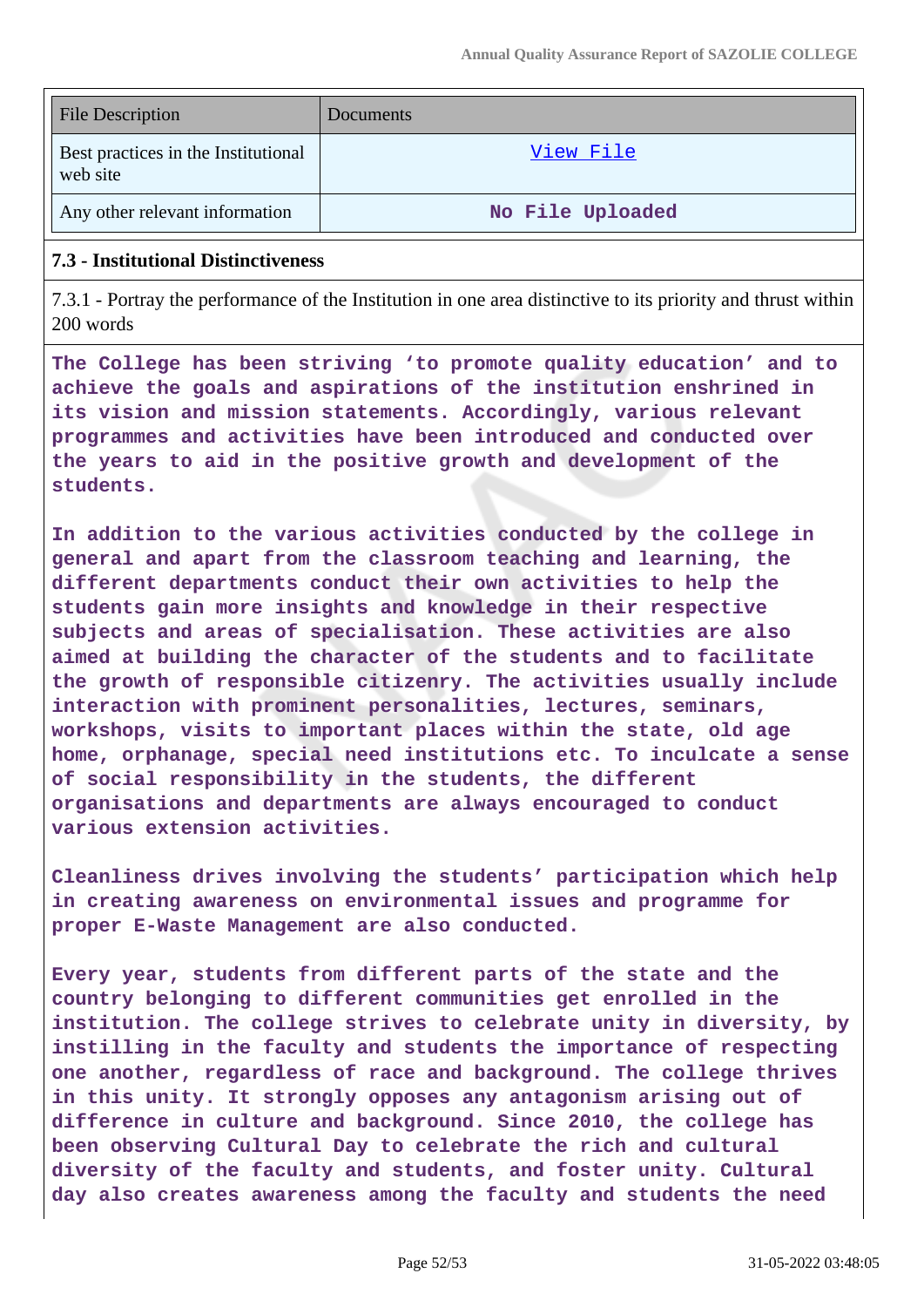| File Description | Documents |
|---|---|
| Best practices in the Institutional web site | View File |
| Any other relevant information | No File Uploaded |

### 7.3 - Institutional Distinctiveness

7.3.1 - Portray the performance of the Institution in one area distinctive to its priority and thrust within 200 words

The College has been striving 'to promote quality education' and to achieve the goals and aspirations of the institution enshrined in its vision and mission statements. Accordingly, various relevant programmes and activities have been introduced and conducted over the years to aid in the positive growth and development of the students.

In addition to the various activities conducted by the college in general and apart from the classroom teaching and learning, the different departments conduct their own activities to help the students gain more insights and knowledge in their respective subjects and areas of specialisation. These activities are also aimed at building the character of the students and to facilitate the growth of responsible citizenry. The activities usually include interaction with prominent personalities, lectures, seminars, workshops, visits to important places within the state, old age home, orphanage, special need institutions etc. To inculcate a sense of social responsibility in the students, the different organisations and departments are always encouraged to conduct various extension activities.

Cleanliness drives involving the students' participation which help in creating awareness on environmental issues and programme for proper E-Waste Management are also conducted.

Every year, students from different parts of the state and the country belonging to different communities get enrolled in the institution. The college strives to celebrate unity in diversity, by instilling in the faculty and students the importance of respecting one another, regardless of race and background. The college thrives in this unity. It strongly opposes any antagonism arising out of difference in culture and background. Since 2010, the college has been observing Cultural Day to celebrate the rich and cultural diversity of the faculty and students, and foster unity. Cultural day also creates awareness among the faculty and students the need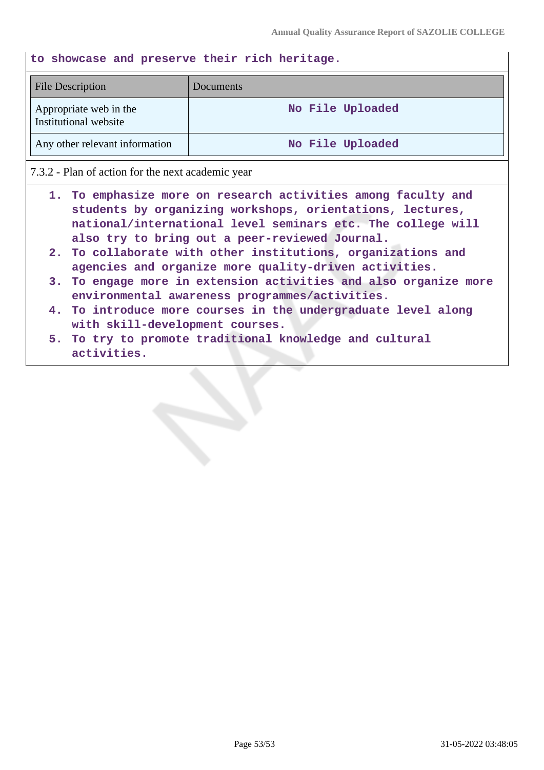to showcase and preserve their rich heritage.

| File Description | Documents |
|---|---|
| Appropriate web in the Institutional website | No File Uploaded |
| Any other relevant information | No File Uploaded |

7.3.2 - Plan of action for the next academic year

1. To emphasize more on research activities among faculty and students by organizing workshops, orientations, lectures, national/international level seminars etc. The college will also try to bring out a peer-reviewed Journal.
2. To collaborate with other institutions, organizations and agencies and organize more quality-driven activities.
3. To engage more in extension activities and also organize more environmental awareness programmes/activities.
4. To introduce more courses in the undergraduate level along with skill-development courses.
5. To try to promote traditional knowledge and cultural activities.